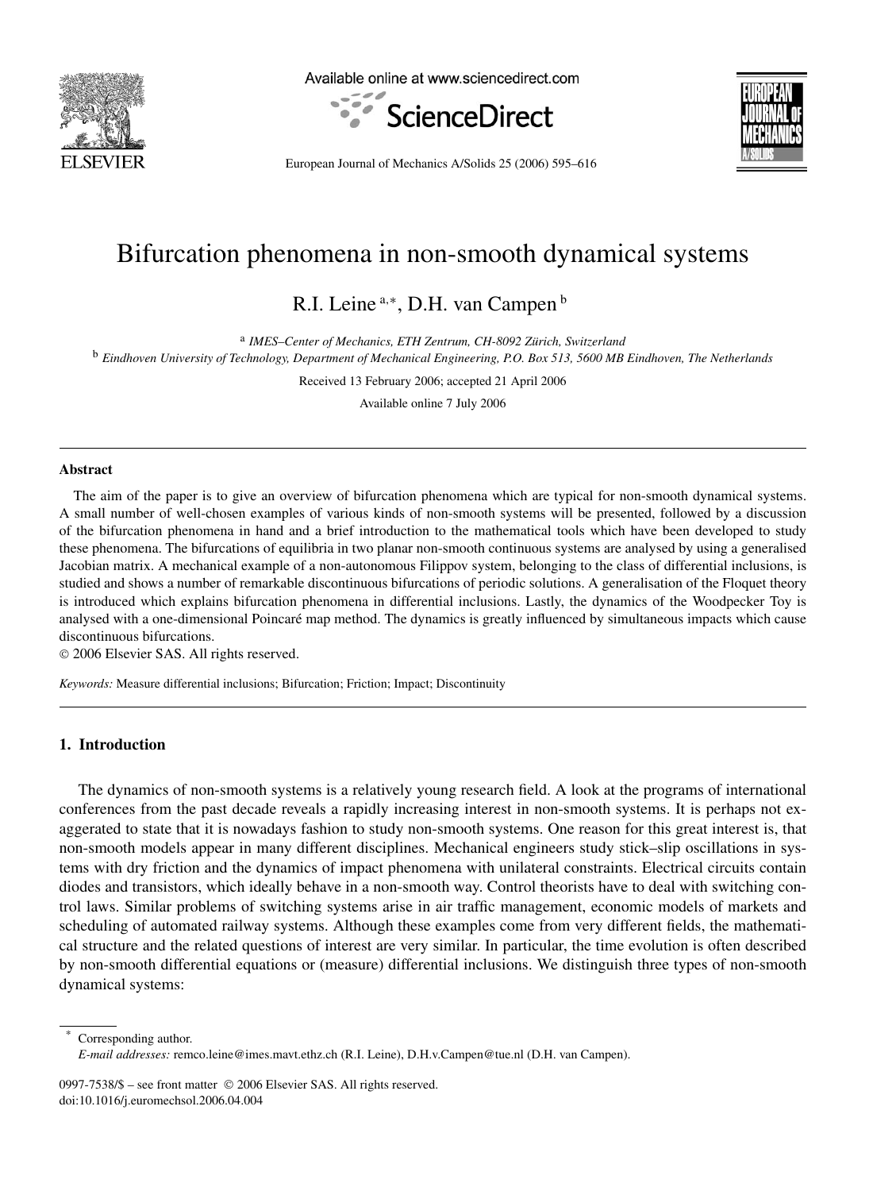Available online at www.sciencedirect.com

ScienceDirect

European Journal of Mechanics A/Solids 25 (2006) 595–616

# Bifurcation phenomena in non-smooth dynamical systems

R.I. Leine [a,*], D.H. van Campen [b]

[a] *IMES–Center of Mechanics, ETH Zentrum, CH-8092 Zürich, Switzerland*

[b] *Eindhoven University of Technology, Department of Mechanical Engineering, P.O. Box 513, 5600 MB Eindhoven, The Netherlands*

Received 13 February 2006; accepted 21 April 2006

Available online 7 July 2006

## Abstract

The aim of the paper is to give an overview of bifurcation phenomena which are typical for non-smooth dynamical systems. A small number of well-chosen examples of various kinds of non-smooth systems will be presented, followed by a discussion of the bifurcation phenomena in hand and a brief introduction to the mathematical tools which have been developed to study these phenomena. The bifurcations of equilibria in two planar non-smooth continuous systems are analysed by using a generalised Jacobian matrix. A mechanical example of a non-autonomous Filippov system, belonging to the class of differential inclusions, is studied and shows a number of remarkable discontinuous bifurcations of periodic solutions. A generalisation of the Floquet theory is introduced which explains bifurcation phenomena in differential inclusions. Lastly, the dynamics of the Woodpecker Toy is analysed with a one-dimensional Poincaré map method. The dynamics is greatly influenced by simultaneous impacts which cause discontinuous bifurcations.

© 2006 Elsevier SAS. All rights reserved.

*Keywords:* Measure differential inclusions; Bifurcation; Friction; Impact; Discontinuity

## 1. Introduction

The dynamics of non-smooth systems is a relatively young research field. A look at the programs of international conferences from the past decade reveals a rapidly increasing interest in non-smooth systems. It is perhaps not exaggerated to state that it is nowadays fashion to study non-smooth systems. One reason for this great interest is, that non-smooth models appear in many different disciplines. Mechanical engineers study stick–slip oscillations in systems with dry friction and the dynamics of impact phenomena with unilateral constraints. Electrical circuits contain diodes and transistors, which ideally behave in a non-smooth way. Control theorists have to deal with switching control laws. Similar problems of switching systems arise in air traffic management, economic models of markets and scheduling of automated railway systems. Although these examples come from very different fields, the mathematical structure and the related questions of interest are very similar. In particular, the time evolution is often described by non-smooth differential equations or (measure) differential inclusions. We distinguish three types of non-smooth dynamical systems:

---

* Corresponding author.

*E-mail addresses:* remco.leine@imes.mavt.ethz.ch (R.I. Leine), D.H.v.Campen@tue.nl (D.H. van Campen).

0997-7538/$ – see front matter © 2006 Elsevier SAS. All rights reserved.
doi:10.1016/j.euromechsol.2006.04.004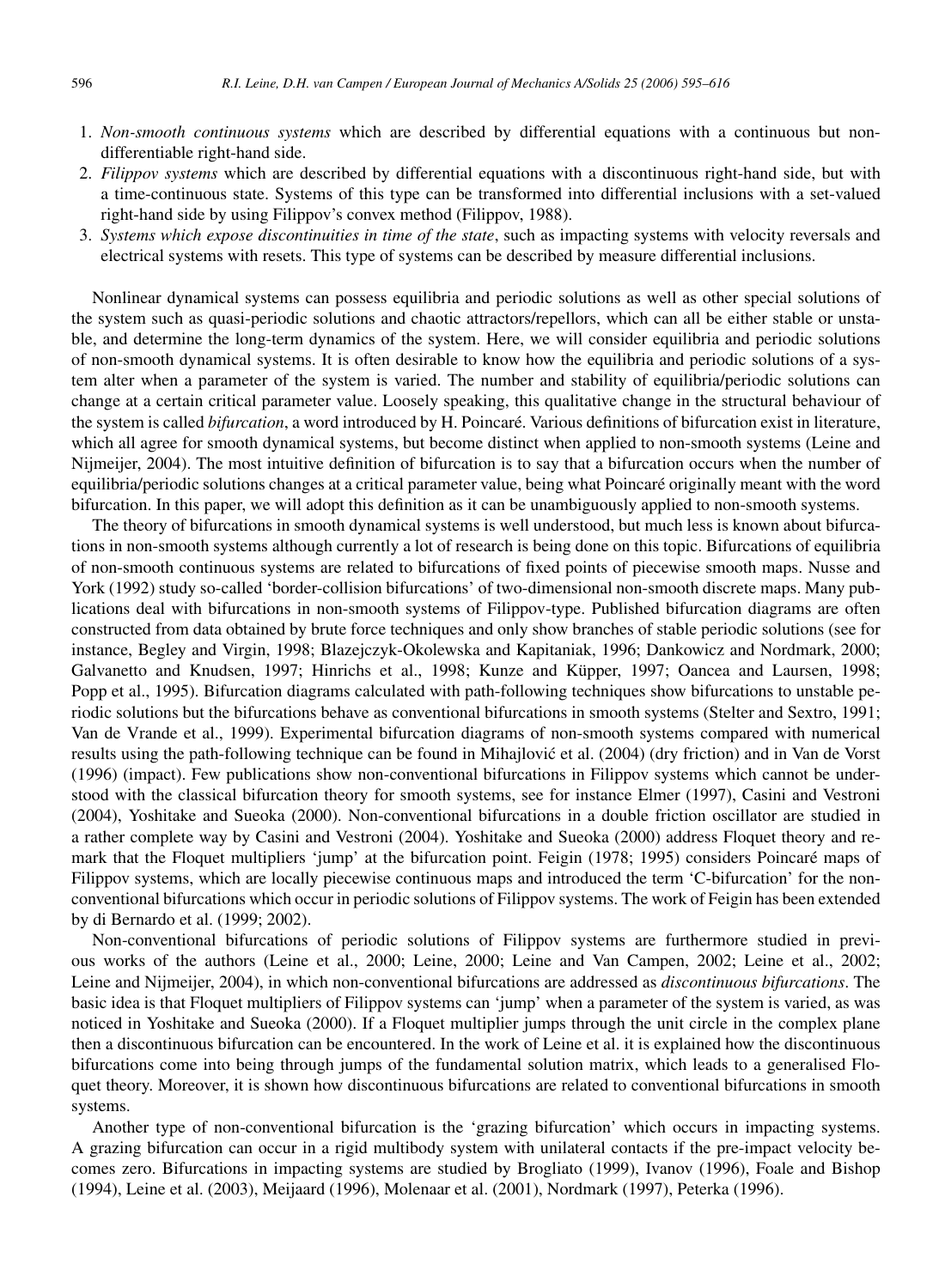1. *Non-smooth continuous systems* which are described by differential equations with a continuous but non-differentiable right-hand side.
2. *Filippov systems* which are described by differential equations with a discontinuous right-hand side, but with a time-continuous state. Systems of this type can be transformed into differential inclusions with a set-valued right-hand side by using Filippov's convex method (Filippov, 1988).
3. *Systems which expose discontinuities in time of the state*, such as impacting systems with velocity reversals and electrical systems with resets. This type of systems can be described by measure differential inclusions.

Nonlinear dynamical systems can possess equilibria and periodic solutions as well as other special solutions of the system such as quasi-periodic solutions and chaotic attractors/repellors, which can all be either stable or unstable, and determine the long-term dynamics of the system. Here, we will consider equilibria and periodic solutions of non-smooth dynamical systems. It is often desirable to know how the equilibria and periodic solutions of a system alter when a parameter of the system is varied. The number and stability of equilibria/periodic solutions can change at a certain critical parameter value. Loosely speaking, this qualitative change in the structural behaviour of the system is called *bifurcation*, a word introduced by H. Poincaré. Various definitions of bifurcation exist in literature, which all agree for smooth dynamical systems, but become distinct when applied to non-smooth systems (Leine and Nijmeijer, 2004). The most intuitive definition of bifurcation is to say that a bifurcation occurs when the number of equilibria/periodic solutions changes at a critical parameter value, being what Poincaré originally meant with the word bifurcation. In this paper, we will adopt this definition as it can be unambiguously applied to non-smooth systems.

The theory of bifurcations in smooth dynamical systems is well understood, but much less is known about bifurcations in non-smooth systems although currently a lot of research is being done on this topic. Bifurcations of equilibria of non-smooth continuous systems are related to bifurcations of fixed points of piecewise smooth maps. Nusse and York (1992) study so-called 'border-collision bifurcations' of two-dimensional non-smooth discrete maps. Many publications deal with bifurcations in non-smooth systems of Filippov-type. Published bifurcation diagrams are often constructed from data obtained by brute force techniques and only show branches of stable periodic solutions (see for instance, Begley and Virgin, 1998; Blazejczyk-Okolewska and Kapitaniak, 1996; Dankowicz and Nordmark, 2000; Galvanetto and Knudsen, 1997; Hinrichs et al., 1998; Kunze and Küpper, 1997; Oancea and Laursen, 1998; Popp et al., 1995). Bifurcation diagrams calculated with path-following techniques show bifurcations to unstable periodic solutions but the bifurcations behave as conventional bifurcations in smooth systems (Stelter and Sextro, 1991; Van de Vrande et al., 1999). Experimental bifurcation diagrams of non-smooth systems compared with numerical results using the path-following technique can be found in Mihajlović et al. (2004) (dry friction) and in Van de Vorst (1996) (impact). Few publications show non-conventional bifurcations in Filippov systems which cannot be understood with the classical bifurcation theory for smooth systems, see for instance Elmer (1997), Casini and Vestroni (2004), Yoshitake and Sueoka (2000). Non-conventional bifurcations in a double friction oscillator are studied in a rather complete way by Casini and Vestroni (2004). Yoshitake and Sueoka (2000) address Floquet theory and remark that the Floquet multipliers 'jump' at the bifurcation point. Feigin (1978; 1995) considers Poincaré maps of Filippov systems, which are locally piecewise continuous maps and introduced the term 'C-bifurcation' for the non-conventional bifurcations which occur in periodic solutions of Filippov systems. The work of Feigin has been extended by di Bernardo et al. (1999; 2002).

Non-conventional bifurcations of periodic solutions of Filippov systems are furthermore studied in previous works of the authors (Leine et al., 2000; Leine, 2000; Leine and Van Campen, 2002; Leine et al., 2002; Leine and Nijmeijer, 2004), in which non-conventional bifurcations are addressed as *discontinuous bifurcations*. The basic idea is that Floquet multipliers of Filippov systems can 'jump' when a parameter of the system is varied, as was noticed in Yoshitake and Sueoka (2000). If a Floquet multiplier jumps through the unit circle in the complex plane then a discontinuous bifurcation can be encountered. In the work of Leine et al. it is explained how the discontinuous bifurcations come into being through jumps of the fundamental solution matrix, which leads to a generalised Floquet theory. Moreover, it is shown how discontinuous bifurcations are related to conventional bifurcations in smooth systems.

Another type of non-conventional bifurcation is the 'grazing bifurcation' which occurs in impacting systems. A grazing bifurcation can occur in a rigid multibody system with unilateral contacts if the pre-impact velocity becomes zero. Bifurcations in impacting systems are studied by Brogliato (1999), Ivanov (1996), Foale and Bishop (1994), Leine et al. (2003), Meijaard (1996), Molenaar et al. (2001), Nordmark (1997), Peterka (1996).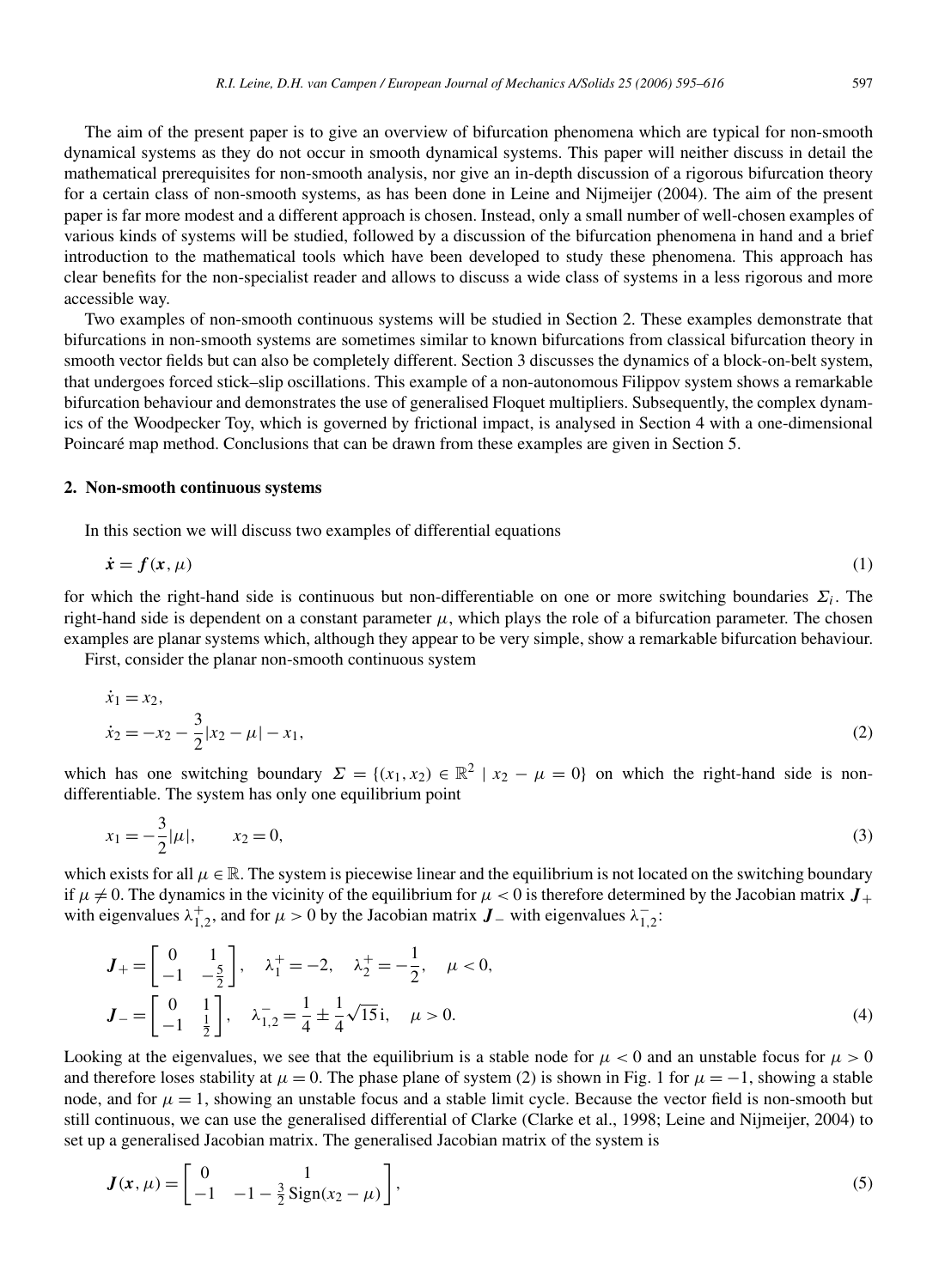The aim of the present paper is to give an overview of bifurcation phenomena which are typical for non-smooth dynamical systems as they do not occur in smooth dynamical systems. This paper will neither discuss in detail the mathematical prerequisites for non-smooth analysis, nor give an in-depth discussion of a rigorous bifurcation theory for a certain class of non-smooth systems, as has been done in Leine and Nijmeijer (2004). The aim of the present paper is far more modest and a different approach is chosen. Instead, only a small number of well-chosen examples of various kinds of systems will be studied, followed by a discussion of the bifurcation phenomena in hand and a brief introduction to the mathematical tools which have been developed to study these phenomena. This approach has clear benefits for the non-specialist reader and allows to discuss a wide class of systems in a less rigorous and more accessible way.

Two examples of non-smooth continuous systems will be studied in Section 2. These examples demonstrate that bifurcations in non-smooth systems are sometimes similar to known bifurcations from classical bifurcation theory in smooth vector fields but can also be completely different. Section 3 discusses the dynamics of a block-on-belt system, that undergoes forced stick–slip oscillations. This example of a non-autonomous Filippov system shows a remarkable bifurcation behaviour and demonstrates the use of generalised Floquet multipliers. Subsequently, the complex dynamics of the Woodpecker Toy, which is governed by frictional impact, is analysed in Section 4 with a one-dimensional Poincaré map method. Conclusions that can be drawn from these examples are given in Section 5.

## 2. Non-smooth continuous systems

In this section we will discuss two examples of differential equations

$$\dot{\boldsymbol{x}} = \boldsymbol{f}(\boldsymbol{x}, \mu) \tag{1}$$

for which the right-hand side is continuous but non-differentiable on one or more switching boundaries $\Sigma_i$. The right-hand side is dependent on a constant parameter $\mu$, which plays the role of a bifurcation parameter. The chosen examples are planar systems which, although they appear to be very simple, show a remarkable bifurcation behaviour.

First, consider the planar non-smooth continuous system

$$\begin{aligned}
\dot{x}_1 &= x_2, \\
\dot{x}_2 &= -x_2 - \frac{3}{2}|x_2 - \mu| - x_1,
\end{aligned} \tag{2}$$

which has one switching boundary $\Sigma = \{(x_1, x_2) \in \mathbb{R}^2 \mid x_2 - \mu = 0\}$ on which the right-hand side is non-differentiable. The system has only one equilibrium point

$$x_1 = -\frac{3}{2}|\mu|, \qquad x_2 = 0, \tag{3}$$

which exists for all $\mu \in \mathbb{R}$. The system is piecewise linear and the equilibrium is not located on the switching boundary if $\mu \neq 0$. The dynamics in the vicinity of the equilibrium for $\mu < 0$ is therefore determined by the Jacobian matrix $\boldsymbol{J}_+$ with eigenvalues $\lambda_{1,2}^+$, and for $\mu > 0$ by the Jacobian matrix $\boldsymbol{J}_-$ with eigenvalues $\lambda_{1,2}^-$:

$$\begin{aligned}
\boldsymbol{J}_+ &= \begin{bmatrix} 0 & 1 \\ -1 & -\frac{5}{2} \end{bmatrix}, \quad \lambda_1^+ = -2, \quad \lambda_2^+ = -\frac{1}{2}, \quad \mu < 0, \\
\boldsymbol{J}_- &= \begin{bmatrix} 0 & 1 \\ -1 & \frac{1}{2} \end{bmatrix}, \quad \lambda_{1,2}^- = \frac{1}{4} \pm \frac{1}{4}\sqrt{15}\,\mathrm{i}, \quad \mu > 0.
\end{aligned} \tag{4}$$

Looking at the eigenvalues, we see that the equilibrium is a stable node for $\mu < 0$ and an unstable focus for $\mu > 0$ and therefore loses stability at $\mu = 0$. The phase plane of system (2) is shown in Fig. 1 for $\mu = -1$, showing a stable node, and for $\mu = 1$, showing an unstable focus and a stable limit cycle. Because the vector field is non-smooth but still continuous, we can use the generalised differential of Clarke (Clarke et al., 1998; Leine and Nijmeijer, 2004) to set up a generalised Jacobian matrix. The generalised Jacobian matrix of the system is

$$\boldsymbol{J}(\boldsymbol{x}, \mu) = \begin{bmatrix} 0 & 1 \\ -1 & -1 - \frac{3}{2}\,\mathrm{Sign}(x_2 - \mu) \end{bmatrix}, \tag{5}$$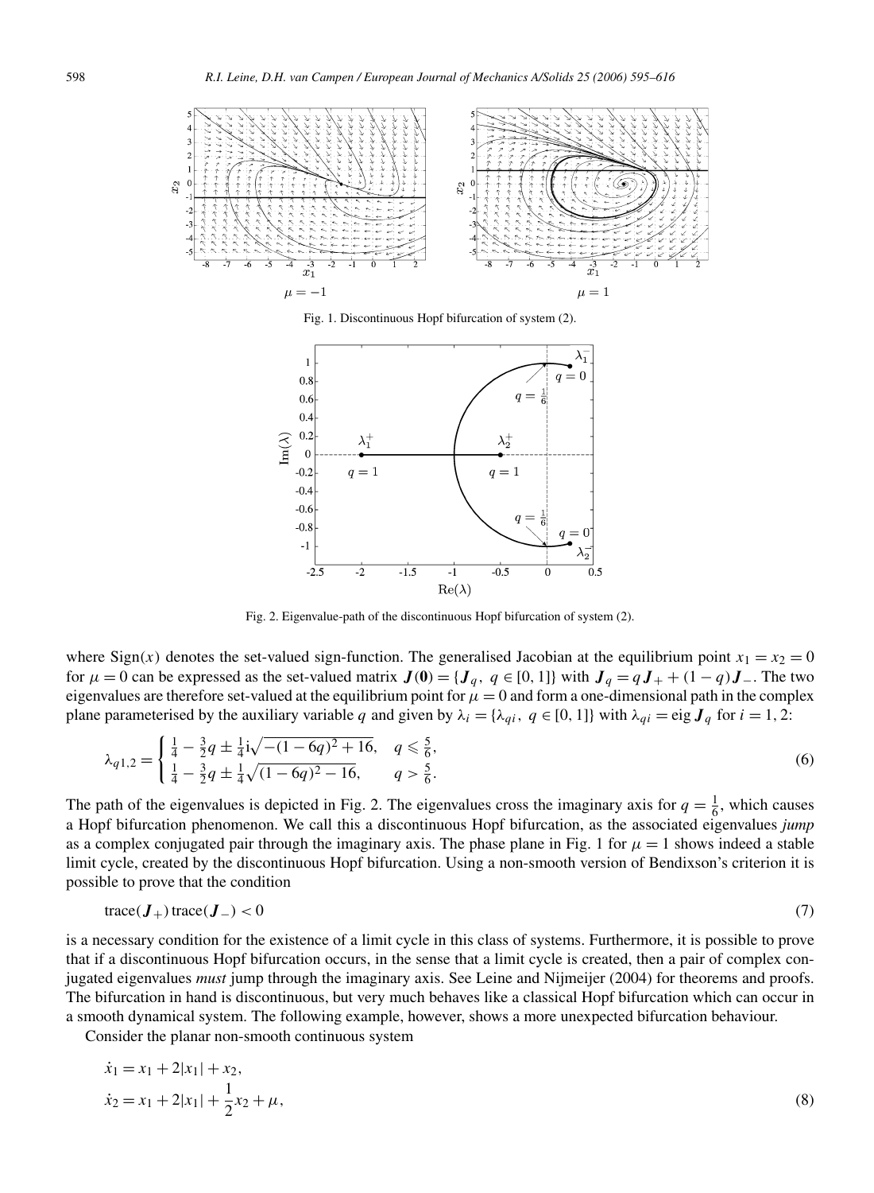Fig. 1. Discontinuous Hopf bifurcation of system (2).

Fig. 2. Eigenvalue-path of the discontinuous Hopf bifurcation of system (2).

where $\mathrm{Sign}(x)$ denotes the set-valued sign-function. The generalised Jacobian at the equilibrium point $x_1 = x_2 = 0$ for $\mu = 0$ can be expressed as the set-valued matrix $\boldsymbol{J}(\boldsymbol{0}) = \{\boldsymbol{J}_q,\ q \in [0,1]\}$ with $\boldsymbol{J}_q = q\boldsymbol{J}_+ + (1-q)\boldsymbol{J}_-$. The two eigenvalues are therefore set-valued at the equilibrium point for $\mu = 0$ and form a one-dimensional path in the complex plane parameterised by the auxiliary variable $q$ and given by $\lambda_i = \{\lambda_{qi},\ q \in [0,1]\}$ with $\lambda_{qi} = \operatorname{eig} \boldsymbol{J}_q$ for $i = 1, 2$:

$$\lambda_{q1,2} = \begin{cases} \frac{1}{4} - \frac{3}{2}q \pm \frac{1}{4}\mathrm{i}\sqrt{-(1-6q)^2 + 16}, & q \leqslant \frac{5}{6}, \\ \frac{1}{4} - \frac{3}{2}q \pm \frac{1}{4}\sqrt{(1-6q)^2 - 16}, & q > \frac{5}{6}. \end{cases} \tag{6}$$

The path of the eigenvalues is depicted in Fig. 2. The eigenvalues cross the imaginary axis for $q = \frac{1}{6}$, which causes a Hopf bifurcation phenomenon. We call this a discontinuous Hopf bifurcation, as the associated eigenvalues *jump* as a complex conjugated pair through the imaginary axis. The phase plane in Fig. 1 for $\mu = 1$ shows indeed a stable limit cycle, created by the discontinuous Hopf bifurcation. Using a non-smooth version of Bendixson's criterion it is possible to prove that the condition

$$\operatorname{trace}(\boldsymbol{J}_+)\operatorname{trace}(\boldsymbol{J}_-) < 0 \tag{7}$$

is a necessary condition for the existence of a limit cycle in this class of systems. Furthermore, it is possible to prove that if a discontinuous Hopf bifurcation occurs, in the sense that a limit cycle is created, then a pair of complex conjugated eigenvalues *must* jump through the imaginary axis. See Leine and Nijmeijer (2004) for theorems and proofs. The bifurcation in hand is discontinuous, but very much behaves like a classical Hopf bifurcation which can occur in a smooth dynamical system. The following example, however, shows a more unexpected bifurcation behaviour.

Consider the planar non-smooth continuous system

$$\begin{aligned} \dot{x}_1 &= x_1 + 2|x_1| + x_2, \\ \dot{x}_2 &= x_1 + 2|x_1| + \frac{1}{2}x_2 + \mu, \end{aligned} \tag{8}$$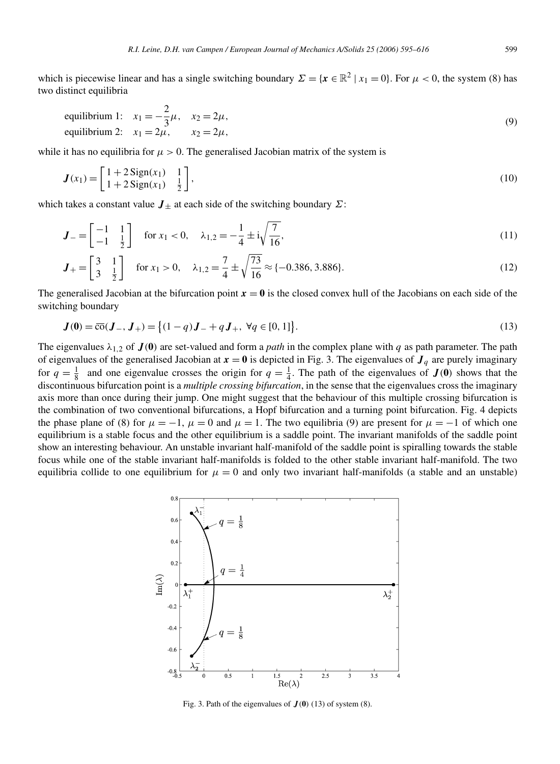which is piecewise linear and has a single switching boundary $\Sigma = \{\boldsymbol{x} \in \mathbb{R}^2 \mid x_1 = 0\}$. For $\mu < 0$, the system (8) has two distinct equilibria

$$
\begin{aligned}
&\text{equilibrium 1:} \quad x_1 = -\frac{2}{3}\mu, \quad x_2 = 2\mu, \\
&\text{equilibrium 2:} \quad x_1 = 2\mu, \qquad x_2 = 2\mu,
\end{aligned}
\tag{9}
$$

while it has no equilibria for $\mu > 0$. The generalised Jacobian matrix of the system is

$$
\boldsymbol{J}(x_1) = \begin{bmatrix} 1 + 2\,\mathrm{Sign}(x_1) & 1 \\ 1 + 2\,\mathrm{Sign}(x_1) & \frac{1}{2} \end{bmatrix},
\tag{10}
$$

which takes a constant value $\boldsymbol{J}_{\pm}$ at each side of the switching boundary $\Sigma$:

$$
\boldsymbol{J}_- = \begin{bmatrix} -1 & 1 \\ -1 & \frac{1}{2} \end{bmatrix} \quad \text{for } x_1 < 0, \quad \lambda_{1,2} = -\frac{1}{4} \pm \mathrm{i}\sqrt{\frac{7}{16}},
\tag{11}
$$

$$
\boldsymbol{J}_+ = \begin{bmatrix} 3 & 1 \\ 3 & \frac{1}{2} \end{bmatrix} \quad \text{for } x_1 > 0, \quad \lambda_{1,2} = \frac{7}{4} \pm \sqrt{\frac{73}{16}} \approx \{-0.386, 3.886\}.
\tag{12}
$$

The generalised Jacobian at the bifurcation point $\boldsymbol{x} = \boldsymbol{0}$ is the closed convex hull of the Jacobians on each side of the switching boundary

$$
\boldsymbol{J}(\boldsymbol{0}) = \overline{\mathrm{co}}(\boldsymbol{J}_-, \boldsymbol{J}_+) = \big\{(1-q)\boldsymbol{J}_- + q\boldsymbol{J}_+,\ \forall q \in [0,1]\big\}.
\tag{13}
$$

The eigenvalues $\lambda_{1,2}$ of $\boldsymbol{J}(\boldsymbol{0})$ are set-valued and form a *path* in the complex plane with $q$ as path parameter. The path of eigenvalues of the generalised Jacobian at $\boldsymbol{x} = \boldsymbol{0}$ is depicted in Fig. 3. The eigenvalues of $\boldsymbol{J}_q$ are purely imaginary for $q = \frac{1}{8}$ and one eigenvalue crosses the origin for $q = \frac{1}{4}$. The path of the eigenvalues of $\boldsymbol{J}(\boldsymbol{0})$ shows that the discontinuous bifurcation point is a *multiple crossing bifurcation*, in the sense that the eigenvalues cross the imaginary axis more than once during their jump. One might suggest that the behaviour of this multiple crossing bifurcation is the combination of two conventional bifurcations, a Hopf bifurcation and a turning point bifurcation. Fig. 4 depicts the phase plane of (8) for $\mu = -1$, $\mu = 0$ and $\mu = 1$. The two equilibria (9) are present for $\mu = -1$ of which one equilibrium is a stable focus and the other equilibrium is a saddle point. The invariant manifolds of the saddle point show an interesting behaviour. An unstable invariant half-manifold of the saddle point is spiralling towards the stable focus while one of the stable invariant half-manifolds is folded to the other stable invariant half-manifold. The two equilibria collide to one equilibrium for $\mu = 0$ and only two invariant half-manifolds (a stable and an unstable)

Fig. 3. Path of the eigenvalues of $\boldsymbol{J}(\boldsymbol{0})$ (13) of system (8).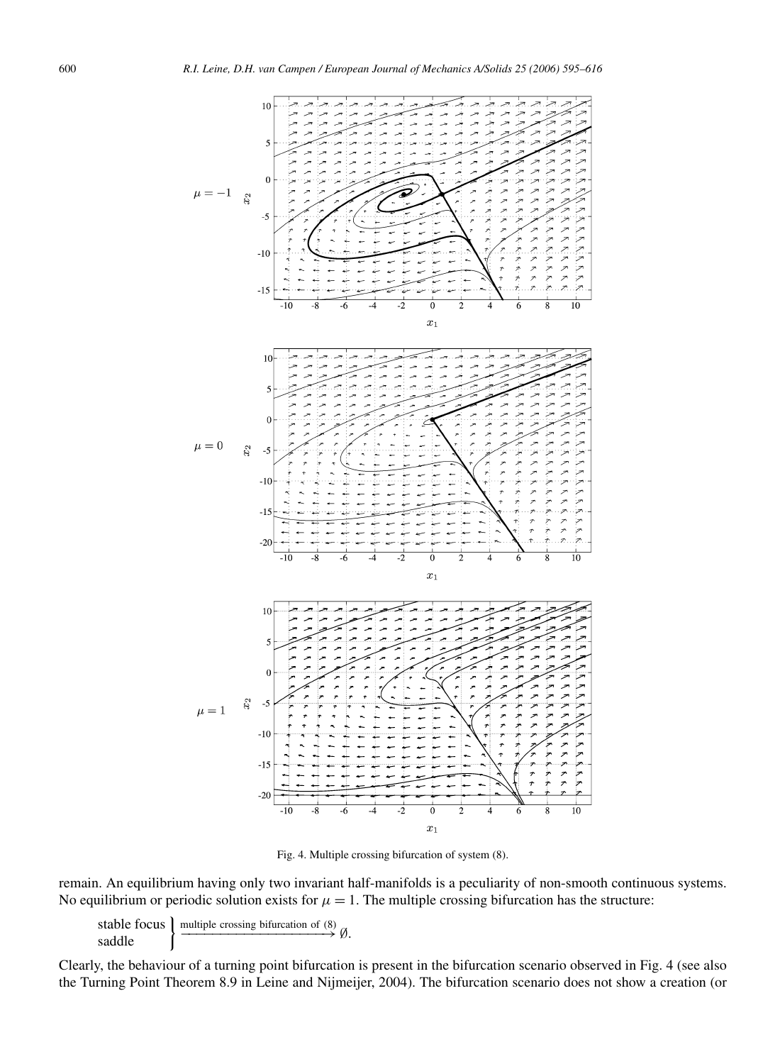Fig. 4. Multiple crossing bifurcation of system (8).

remain. An equilibrium having only two invariant half-manifolds is a peculiarity of non-smooth continuous systems. No equilibrium or periodic solution exists for $\mu = 1$. The multiple crossing bifurcation has the structure:

$$\left.\begin{array}{l}\text{stable focus}\\ \text{saddle}\end{array}\right\} \xrightarrow{\text{multiple crossing bifurcation of (8)}} \emptyset.$$

Clearly, the behaviour of a turning point bifurcation is present in the bifurcation scenario observed in Fig. 4 (see also the Turning Point Theorem 8.9 in Leine and Nijmeijer, 2004). The bifurcation scenario does not show a creation (or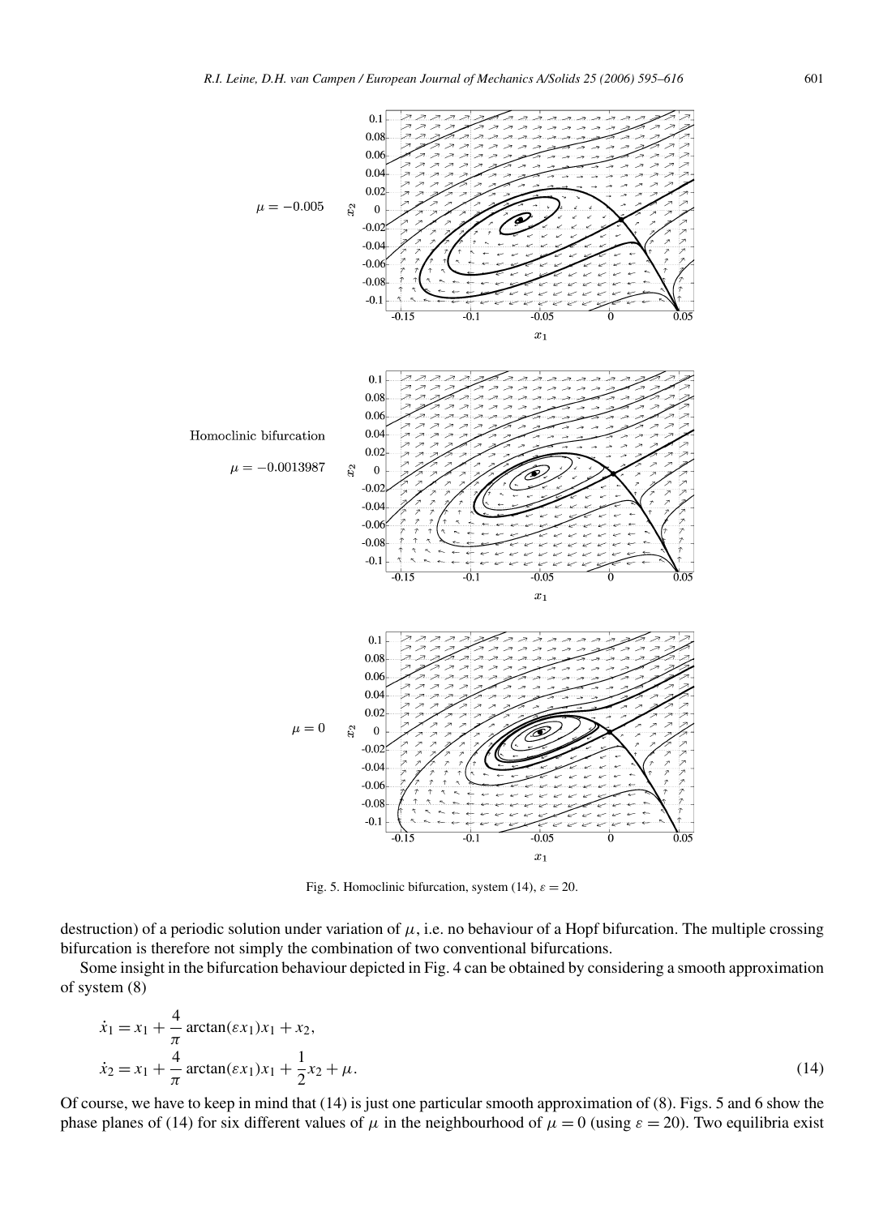Fig. 5. Homoclinic bifurcation, system (14), $\varepsilon = 20$.

destruction) of a periodic solution under variation of $\mu$, i.e. no behaviour of a Hopf bifurcation. The multiple crossing bifurcation is therefore not simply the combination of two conventional bifurcations.

Some insight in the bifurcation behaviour depicted in Fig. 4 can be obtained by considering a smooth approximation of system (8)

$$
\begin{aligned}
\dot{x}_1 &= x_1 + \frac{4}{\pi}\arctan(\varepsilon x_1)x_1 + x_2, \\
\dot{x}_2 &= x_1 + \frac{4}{\pi}\arctan(\varepsilon x_1)x_1 + \frac{1}{2}x_2 + \mu.
\end{aligned}
\tag{14}
$$

Of course, we have to keep in mind that (14) is just one particular smooth approximation of (8). Figs. 5 and 6 show the phase planes of (14) for six different values of $\mu$ in the neighbourhood of $\mu = 0$ (using $\varepsilon = 20$). Two equilibria exist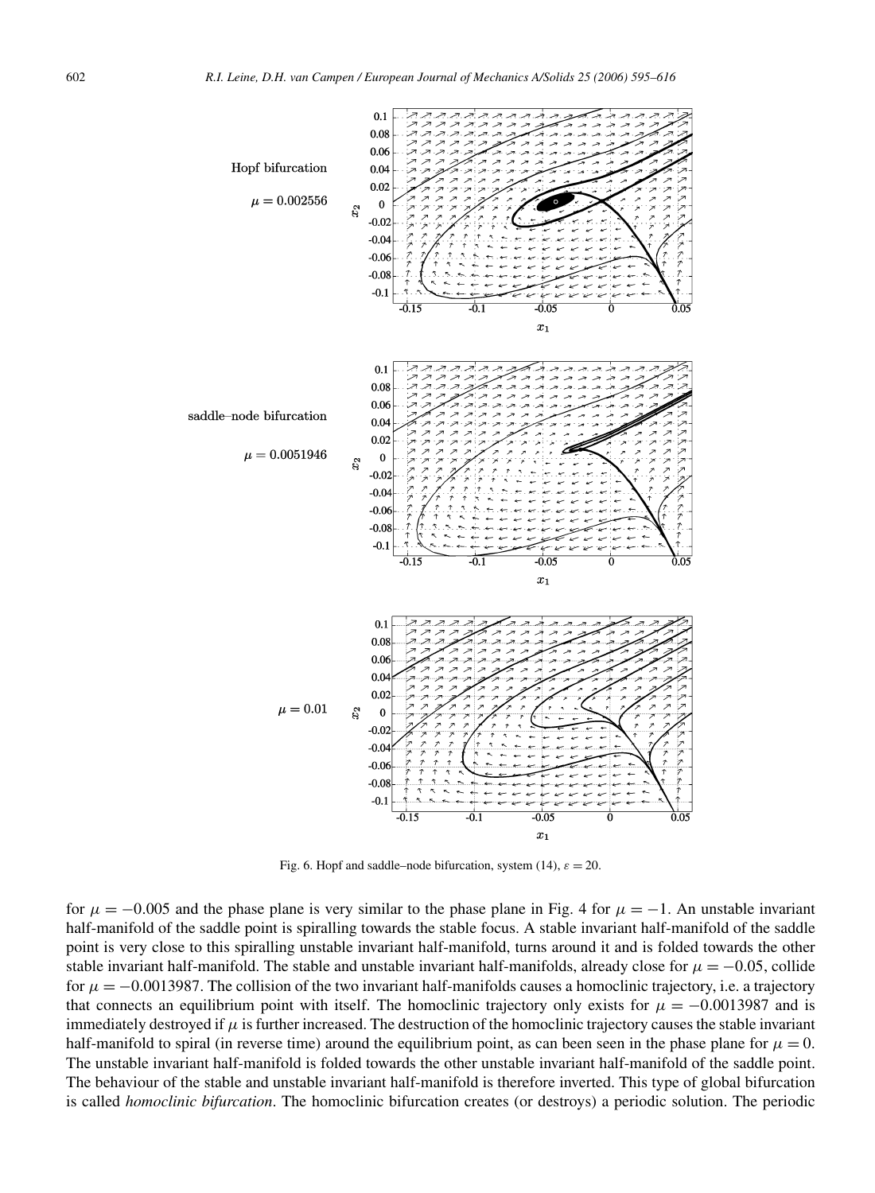Fig. 6. Hopf and saddle–node bifurcation, system (14), $\varepsilon = 20$.

for $\mu = -0.005$ and the phase plane is very similar to the phase plane in Fig. 4 for $\mu = -1$. An unstable invariant half-manifold of the saddle point is spiralling towards the stable focus. A stable invariant half-manifold of the saddle point is very close to this spiralling unstable invariant half-manifold, turns around it and is folded towards the other stable invariant half-manifold. The stable and unstable invariant half-manifolds, already close for $\mu = -0.05$, collide for $\mu = -0.0013987$. The collision of the two invariant half-manifolds causes a homoclinic trajectory, i.e. a trajectory that connects an equilibrium point with itself. The homoclinic trajectory only exists for $\mu = -0.0013987$ and is immediately destroyed if $\mu$ is further increased. The destruction of the homoclinic trajectory causes the stable invariant half-manifold to spiral (in reverse time) around the equilibrium point, as can been seen in the phase plane for $\mu = 0$. The unstable invariant half-manifold is folded towards the other unstable invariant half-manifold of the saddle point. The behaviour of the stable and unstable invariant half-manifold is therefore inverted. This type of global bifurcation is called *homoclinic bifurcation*. The homoclinic bifurcation creates (or destroys) a periodic solution. The periodic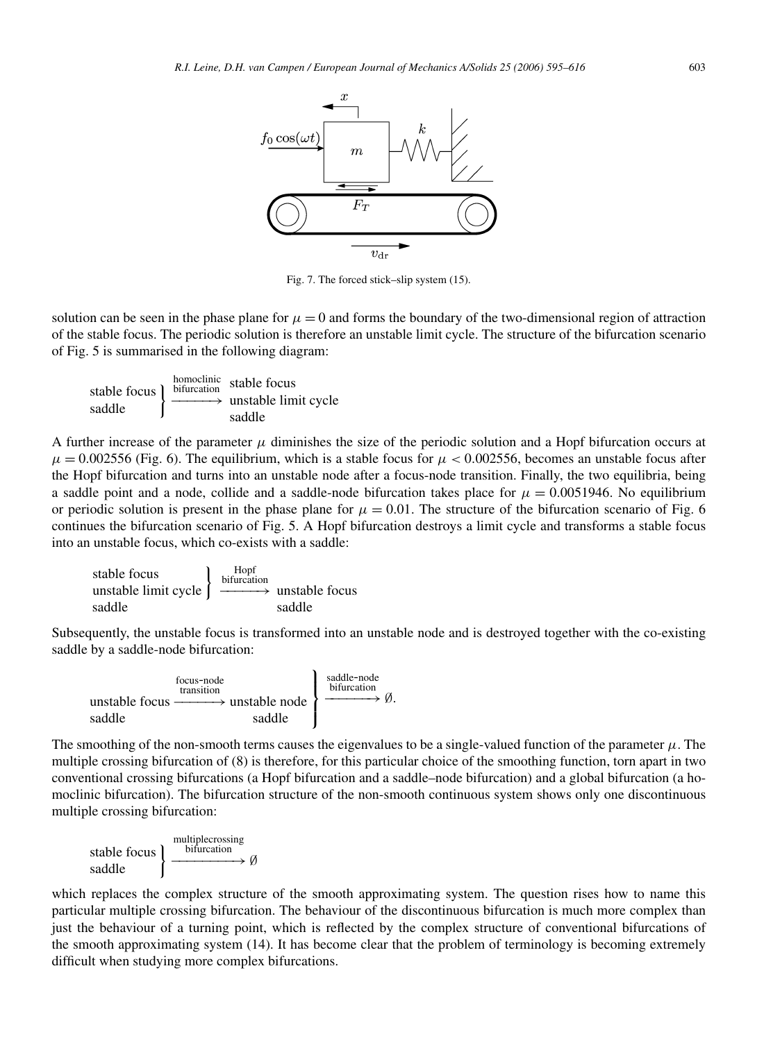Fig. 7. The forced stick–slip system (15).

solution can be seen in the phase plane for $\mu = 0$ and forms the boundary of the two-dimensional region of attraction of the stable focus. The periodic solution is therefore an unstable limit cycle. The structure of the bifurcation scenario of Fig. 5 is summarised in the following diagram:

$$\left.\begin{array}{l}\text{stable focus}\\ \text{saddle}\end{array}\right\} \xrightarrow[\text{bifurcation}]{\text{homoclinic}} \begin{array}{l}\text{stable focus}\\ \text{unstable limit cycle}\\ \text{saddle}\end{array}$$

A further increase of the parameter $\mu$ diminishes the size of the periodic solution and a Hopf bifurcation occurs at $\mu = 0.002556$ (Fig. 6). The equilibrium, which is a stable focus for $\mu < 0.002556$, becomes an unstable focus after the Hopf bifurcation and turns into an unstable node after a focus-node transition. Finally, the two equilibria, being a saddle point and a node, collide and a saddle-node bifurcation takes place for $\mu = 0.0051946$. No equilibrium or periodic solution is present in the phase plane for $\mu = 0.01$. The structure of the bifurcation scenario of Fig. 6 continues the bifurcation scenario of Fig. 5. A Hopf bifurcation destroys a limit cycle and transforms a stable focus into an unstable focus, which co-exists with a saddle:

$$\left.\begin{array}{l}\text{stable focus}\\ \text{unstable limit cycle}\end{array}\right\} \xrightarrow[\text{bifurcation}]{\text{Hopf}} \text{unstable focus}$$
$$\begin{array}{ll}\text{saddle} & \qquad\qquad\qquad\qquad \text{saddle}\end{array}$$

Subsequently, the unstable focus is transformed into an unstable node and is destroyed together with the co-existing saddle by a saddle-node bifurcation:

$$\left.\begin{array}{l}\text{unstable focus} \xrightarrow[\text{transition}]{\text{focus-node}} \text{unstable node}\\ \text{saddle} \qquad\qquad\qquad\qquad\quad \text{saddle}\end{array}\right\} \xrightarrow[\text{bifurcation}]{\text{saddle-node}} \emptyset.$$

The smoothing of the non-smooth terms causes the eigenvalues to be a single-valued function of the parameter $\mu$. The multiple crossing bifurcation of (8) is therefore, for this particular choice of the smoothing function, torn apart in two conventional crossing bifurcations (a Hopf bifurcation and a saddle–node bifurcation) and a global bifurcation (a homoclinic bifurcation). The bifurcation structure of the non-smooth continuous system shows only one discontinuous multiple crossing bifurcation:

$$\left.\begin{array}{l}\text{stable focus}\\ \text{saddle}\end{array}\right\} \xrightarrow[\text{bifurcation}]{\text{multiplecrossing}} \emptyset$$

which replaces the complex structure of the smooth approximating system. The question rises how to name this particular multiple crossing bifurcation. The behaviour of the discontinuous bifurcation is much more complex than just the behaviour of a turning point, which is reflected by the complex structure of conventional bifurcations of the smooth approximating system (14). It has become clear that the problem of terminology is becoming extremely difficult when studying more complex bifurcations.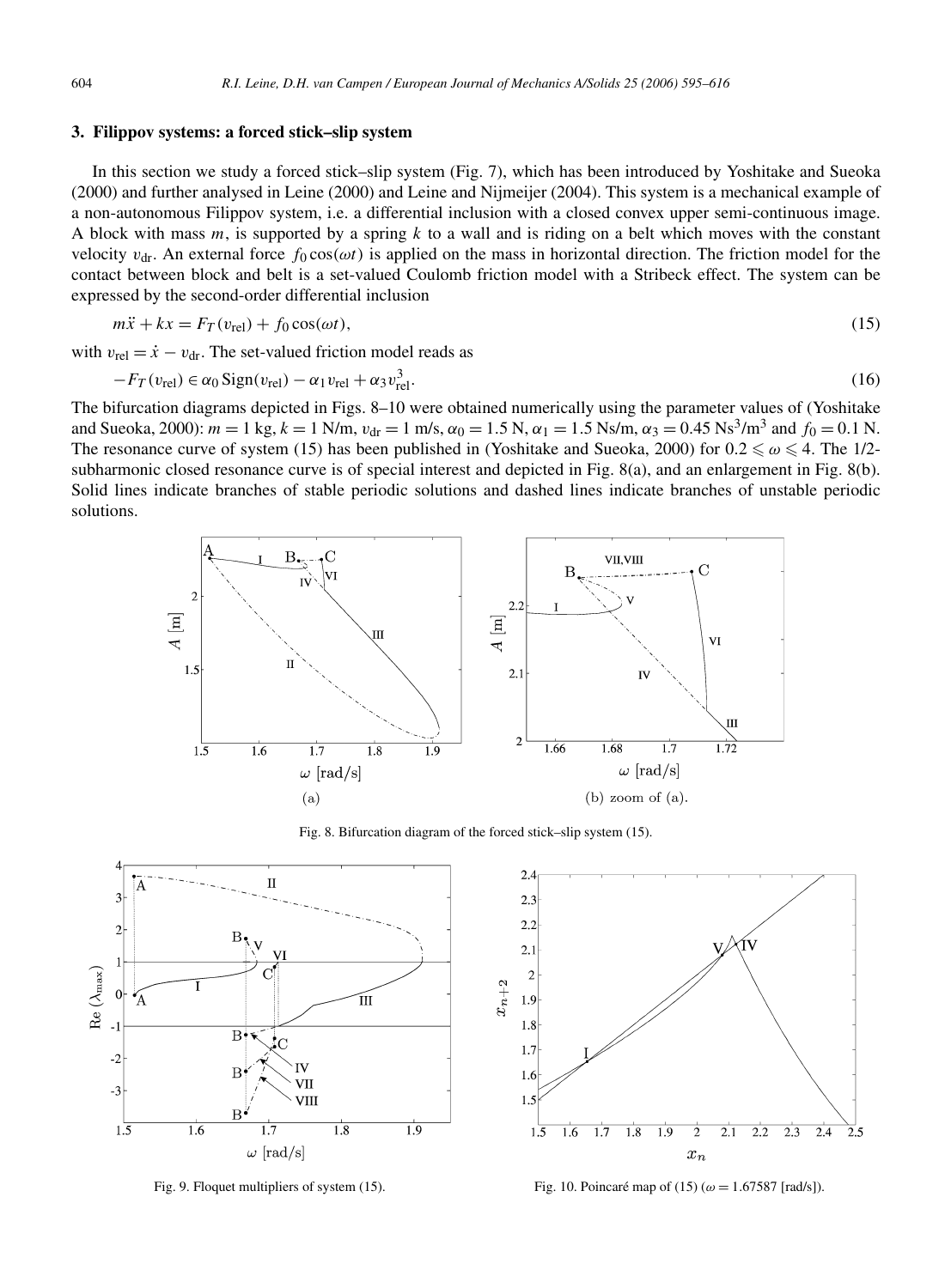## 3. Filippov systems: a forced stick–slip system

In this section we study a forced stick–slip system (Fig. 7), which has been introduced by Yoshitake and Sueoka (2000) and further analysed in Leine (2000) and Leine and Nijmeijer (2004). This system is a mechanical example of a non-autonomous Filippov system, i.e. a differential inclusion with a closed convex upper semi-continuous image. A block with mass $m$, is supported by a spring $k$ to a wall and is riding on a belt which moves with the constant velocity $v_{\mathrm{dr}}$. An external force $f_0 \cos(\omega t)$ is applied on the mass in horizontal direction. The friction model for the contact between block and belt is a set-valued Coulomb friction model with a Stribeck effect. The system can be expressed by the second-order differential inclusion

$$m\ddot{x} + kx = F_T(v_{\mathrm{rel}}) + f_0 \cos(\omega t), \tag{15}$$

with $v_{\mathrm{rel}} = \dot{x} - v_{\mathrm{dr}}$. The set-valued friction model reads as

$$-F_T(v_{\mathrm{rel}}) \in \alpha_0 \operatorname{Sign}(v_{\mathrm{rel}}) - \alpha_1 v_{\mathrm{rel}} + \alpha_3 v_{\mathrm{rel}}^3. \tag{16}$$

The bifurcation diagrams depicted in Figs. 8–10 were obtained numerically using the parameter values of (Yoshitake and Sueoka, 2000): $m = 1$ kg, $k = 1$ N/m, $v_{\mathrm{dr}} = 1$ m/s, $\alpha_0 = 1.5$ N, $\alpha_1 = 1.5$ Ns/m, $\alpha_3 = 0.45$ Ns$^3$/m$^3$ and $f_0 = 0.1$ N. The resonance curve of system (15) has been published in (Yoshitake and Sueoka, 2000) for $0.2 \leqslant \omega \leqslant 4$. The 1/2-subharmonic closed resonance curve is of special interest and depicted in Fig. 8(a), and an enlargement in Fig. 8(b). Solid lines indicate branches of stable periodic solutions and dashed lines indicate branches of unstable periodic solutions.

Fig. 8. Bifurcation diagram of the forced stick–slip system (15).

Fig. 9. Floquet multipliers of system (15).

Fig. 10. Poincaré map of (15) ($\omega = 1.67587$ [rad/s]).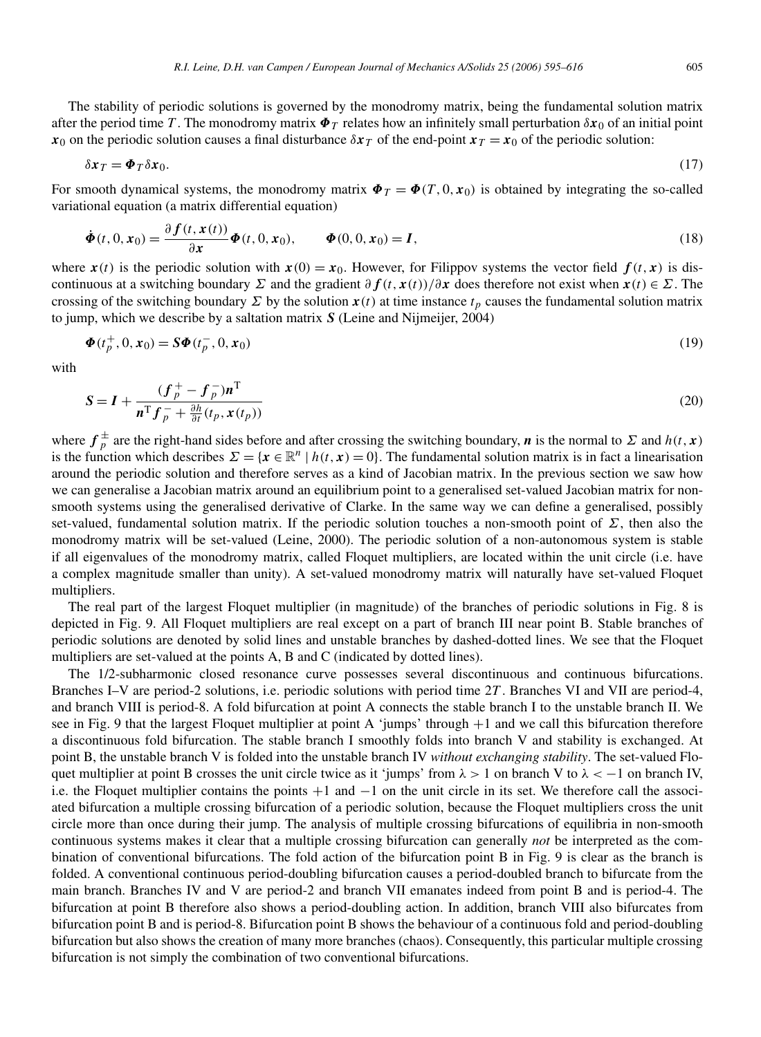The stability of periodic solutions is governed by the monodromy matrix, being the fundamental solution matrix after the period time $T$. The monodromy matrix $\boldsymbol{\Phi}_T$ relates how an infinitely small perturbation $\delta \boldsymbol{x}_0$ of an initial point $\boldsymbol{x}_0$ on the periodic solution causes a final disturbance $\delta \boldsymbol{x}_T$ of the end-point $\boldsymbol{x}_T = \boldsymbol{x}_0$ of the periodic solution:

$$\delta \boldsymbol{x}_T = \boldsymbol{\Phi}_T \delta \boldsymbol{x}_0. \tag{17}$$

For smooth dynamical systems, the monodromy matrix $\boldsymbol{\Phi}_T = \boldsymbol{\Phi}(T, 0, \boldsymbol{x}_0)$ is obtained by integrating the so-called variational equation (a matrix differential equation)

$$\dot{\boldsymbol{\Phi}}(t, 0, \boldsymbol{x}_0) = \frac{\partial \boldsymbol{f}(t, \boldsymbol{x}(t))}{\partial \boldsymbol{x}} \boldsymbol{\Phi}(t, 0, \boldsymbol{x}_0), \qquad \boldsymbol{\Phi}(0, 0, \boldsymbol{x}_0) = \boldsymbol{I}, \tag{18}$$

where $\boldsymbol{x}(t)$ is the periodic solution with $\boldsymbol{x}(0) = \boldsymbol{x}_0$. However, for Filippov systems the vector field $\boldsymbol{f}(t, \boldsymbol{x})$ is discontinuous at a switching boundary $\Sigma$ and the gradient $\partial \boldsymbol{f}(t, \boldsymbol{x}(t))/\partial \boldsymbol{x}$ does therefore not exist when $\boldsymbol{x}(t) \in \Sigma$. The crossing of the switching boundary $\Sigma$ by the solution $\boldsymbol{x}(t)$ at time instance $t_p$ causes the fundamental solution matrix to jump, which we describe by a saltation matrix $\boldsymbol{S}$ (Leine and Nijmeijer, 2004)

$$\boldsymbol{\Phi}(t_p^+, 0, \boldsymbol{x}_0) = \boldsymbol{S} \boldsymbol{\Phi}(t_p^-, 0, \boldsymbol{x}_0) \tag{19}$$

with

$$\boldsymbol{S} = \boldsymbol{I} + \frac{(\boldsymbol{f}_p^+ - \boldsymbol{f}_p^-)\boldsymbol{n}^{\mathrm{T}}}{\boldsymbol{n}^{\mathrm{T}} \boldsymbol{f}_p^- + \frac{\partial h}{\partial t}(t_p, \boldsymbol{x}(t_p))} \tag{20}$$

where $\boldsymbol{f}_p^{\pm}$ are the right-hand sides before and after crossing the switching boundary, $\boldsymbol{n}$ is the normal to $\Sigma$ and $h(t, \boldsymbol{x})$ is the function which describes $\Sigma = \{\boldsymbol{x} \in \mathbb{R}^n \mid h(t, \boldsymbol{x}) = 0\}$. The fundamental solution matrix is in fact a linearisation around the periodic solution and therefore serves as a kind of Jacobian matrix. In the previous section we saw how we can generalise a Jacobian matrix around an equilibrium point to a generalised set-valued Jacobian matrix for non-smooth systems using the generalised derivative of Clarke. In the same way we can define a generalised, possibly set-valued, fundamental solution matrix. If the periodic solution touches a non-smooth point of $\Sigma$, then also the monodromy matrix will be set-valued (Leine, 2000). The periodic solution of a non-autonomous system is stable if all eigenvalues of the monodromy matrix, called Floquet multipliers, are located within the unit circle (i.e. have a complex magnitude smaller than unity). A set-valued monodromy matrix will naturally have set-valued Floquet multipliers.

The real part of the largest Floquet multiplier (in magnitude) of the branches of periodic solutions in Fig. 8 is depicted in Fig. 9. All Floquet multipliers are real except on a part of branch III near point B. Stable branches of periodic solutions are denoted by solid lines and unstable branches by dashed-dotted lines. We see that the Floquet multipliers are set-valued at the points A, B and C (indicated by dotted lines).

The 1/2-subharmonic closed resonance curve possesses several discontinuous and continuous bifurcations. Branches I–V are period-2 solutions, i.e. periodic solutions with period time $2T$. Branches VI and VII are period-4, and branch VIII is period-8. A fold bifurcation at point A connects the stable branch I to the unstable branch II. We see in Fig. 9 that the largest Floquet multiplier at point A 'jumps' through $+1$ and we call this bifurcation therefore a discontinuous fold bifurcation. The stable branch I smoothly folds into branch V and stability is exchanged. At point B, the unstable branch V is folded into the unstable branch IV *without exchanging stability*. The set-valued Floquet multiplier at point B crosses the unit circle twice as it 'jumps' from $\lambda > 1$ on branch V to $\lambda < -1$ on branch IV, i.e. the Floquet multiplier contains the points $+1$ and $-1$ on the unit circle in its set. We therefore call the associated bifurcation a multiple crossing bifurcation of a periodic solution, because the Floquet multipliers cross the unit circle more than once during their jump. The analysis of multiple crossing bifurcations of equilibria in non-smooth continuous systems makes it clear that a multiple crossing bifurcation can generally *not* be interpreted as the combination of conventional bifurcations. The fold action of the bifurcation point B in Fig. 9 is clear as the branch is folded. A conventional continuous period-doubling bifurcation causes a period-doubled branch to bifurcate from the main branch. Branches IV and V are period-2 and branch VII emanates indeed from point B and is period-4. The bifurcation at point B therefore also shows a period-doubling action. In addition, branch VIII also bifurcates from bifurcation point B and is period-8. Bifurcation point B shows the behaviour of a continuous fold and period-doubling bifurcation but also shows the creation of many more branches (chaos). Consequently, this particular multiple crossing bifurcation is not simply the combination of two conventional bifurcations.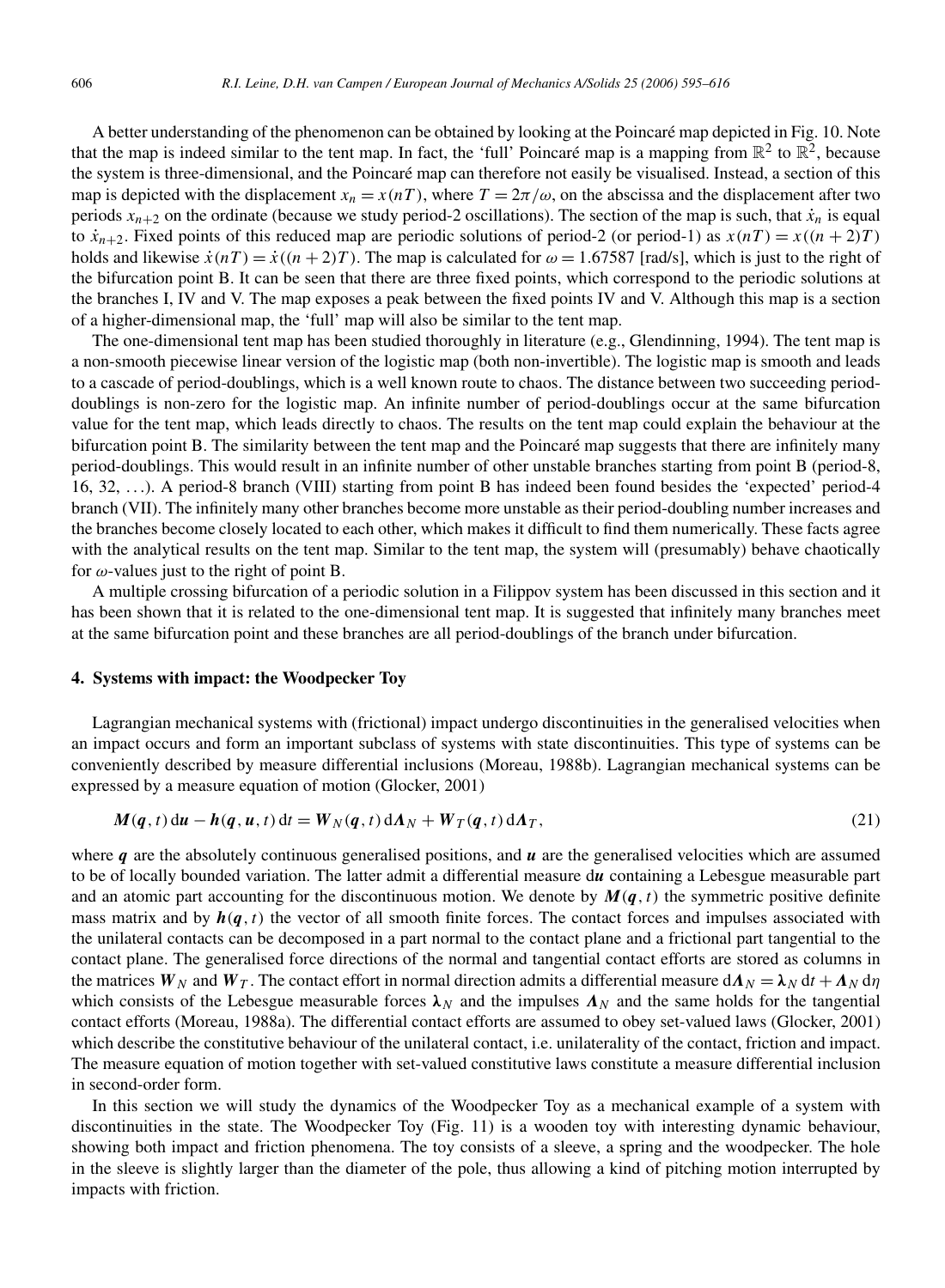A better understanding of the phenomenon can be obtained by looking at the Poincaré map depicted in Fig. 10. Note that the map is indeed similar to the tent map. In fact, the 'full' Poincaré map is a mapping from $\mathbb{R}^2$ to $\mathbb{R}^2$, because the system is three-dimensional, and the Poincaré map can therefore not easily be visualised. Instead, a section of this map is depicted with the displacement $x_n = x(nT)$, where $T = 2\pi/\omega$, on the abscissa and the displacement after two periods $x_{n+2}$ on the ordinate (because we study period-2 oscillations). The section of the map is such, that $\dot{x}_n$ is equal to $\dot{x}_{n+2}$. Fixed points of this reduced map are periodic solutions of period-2 (or period-1) as $x(nT) = x((n+2)T)$ holds and likewise $\dot{x}(nT) = \dot{x}((n+2)T)$. The map is calculated for $\omega = 1.67587$ [rad/s], which is just to the right of the bifurcation point B. It can be seen that there are three fixed points, which correspond to the periodic solutions at the branches I, IV and V. The map exposes a peak between the fixed points IV and V. Although this map is a section of a higher-dimensional map, the 'full' map will also be similar to the tent map.

The one-dimensional tent map has been studied thoroughly in literature (e.g., Glendinning, 1994). The tent map is a non-smooth piecewise linear version of the logistic map (both non-invertible). The logistic map is smooth and leads to a cascade of period-doublings, which is a well known route to chaos. The distance between two succeeding period-doublings is non-zero for the logistic map. An infinite number of period-doublings occur at the same bifurcation value for the tent map, which leads directly to chaos. The results on the tent map could explain the behaviour at the bifurcation point B. The similarity between the tent map and the Poincaré map suggests that there are infinitely many period-doublings. This would result in an infinite number of other unstable branches starting from point B (period-8, 16, 32, ...). A period-8 branch (VIII) starting from point B has indeed been found besides the 'expected' period-4 branch (VII). The infinitely many other branches become more unstable as their period-doubling number increases and the branches become closely located to each other, which makes it difficult to find them numerically. These facts agree with the analytical results on the tent map. Similar to the tent map, the system will (presumably) behave chaotically for $\omega$-values just to the right of point B.

A multiple crossing bifurcation of a periodic solution in a Filippov system has been discussed in this section and it has been shown that it is related to the one-dimensional tent map. It is suggested that infinitely many branches meet at the same bifurcation point and these branches are all period-doublings of the branch under bifurcation.

## 4. Systems with impact: the Woodpecker Toy

Lagrangian mechanical systems with (frictional) impact undergo discontinuities in the generalised velocities when an impact occurs and form an important subclass of systems with state discontinuities. This type of systems can be conveniently described by measure differential inclusions (Moreau, 1988b). Lagrangian mechanical systems can be expressed by a measure equation of motion (Glocker, 2001)

$$\boldsymbol{M}(\boldsymbol{q},t)\,\mathrm{d}\boldsymbol{u} - \boldsymbol{h}(\boldsymbol{q},\boldsymbol{u},t)\,\mathrm{d}t = \boldsymbol{W}_N(\boldsymbol{q},t)\,\mathrm{d}\boldsymbol{\Lambda}_N + \boldsymbol{W}_T(\boldsymbol{q},t)\,\mathrm{d}\boldsymbol{\Lambda}_T, \tag{21}$$

where $\boldsymbol{q}$ are the absolutely continuous generalised positions, and $\boldsymbol{u}$ are the generalised velocities which are assumed to be of locally bounded variation. The latter admit a differential measure $\mathrm{d}\boldsymbol{u}$ containing a Lebesgue measurable part and an atomic part accounting for the discontinuous motion. We denote by $\boldsymbol{M}(\boldsymbol{q},t)$ the symmetric positive definite mass matrix and by $\boldsymbol{h}(\boldsymbol{q},t)$ the vector of all smooth finite forces. The contact forces and impulses associated with the unilateral contacts can be decomposed in a part normal to the contact plane and a frictional part tangential to the contact plane. The generalised force directions of the normal and tangential contact efforts are stored as columns in the matrices $\boldsymbol{W}_N$ and $\boldsymbol{W}_T$. The contact effort in normal direction admits a differential measure $\mathrm{d}\boldsymbol{\Lambda}_N = \boldsymbol{\lambda}_N\,\mathrm{d}t + \boldsymbol{\Lambda}_N\,\mathrm{d}\eta$ which consists of the Lebesgue measurable forces $\boldsymbol{\lambda}_N$ and the impulses $\boldsymbol{\Lambda}_N$ and the same holds for the tangential contact efforts (Moreau, 1988a). The differential contact efforts are assumed to obey set-valued laws (Glocker, 2001) which describe the constitutive behaviour of the unilateral contact, i.e. unilaterality of the contact, friction and impact. The measure equation of motion together with set-valued constitutive laws constitute a measure differential inclusion in second-order form.

In this section we will study the dynamics of the Woodpecker Toy as a mechanical example of a system with discontinuities in the state. The Woodpecker Toy (Fig. 11) is a wooden toy with interesting dynamic behaviour, showing both impact and friction phenomena. The toy consists of a sleeve, a spring and the woodpecker. The hole in the sleeve is slightly larger than the diameter of the pole, thus allowing a kind of pitching motion interrupted by impacts with friction.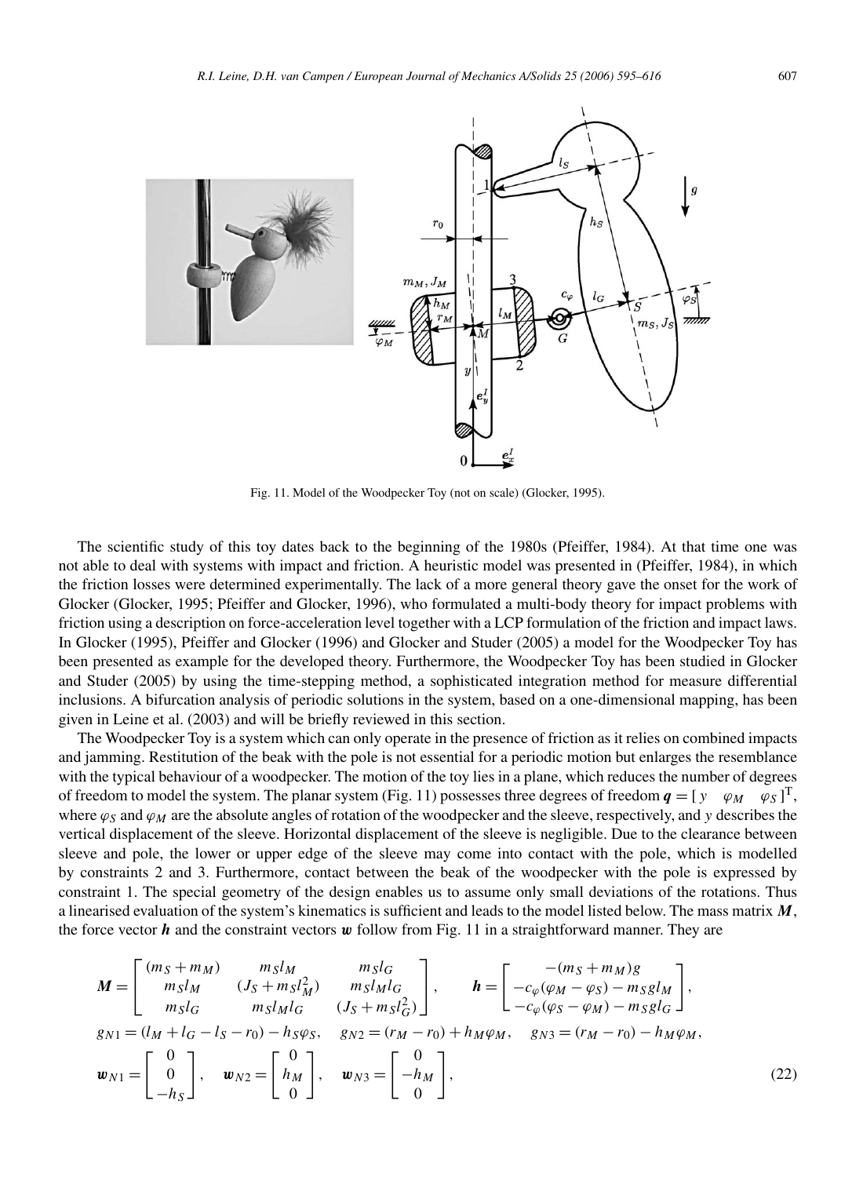Fig. 11. Model of the Woodpecker Toy (not on scale) (Glocker, 1995).

The scientific study of this toy dates back to the beginning of the 1980s (Pfeiffer, 1984). At that time one was not able to deal with systems with impact and friction. A heuristic model was presented in (Pfeiffer, 1984), in which the friction losses were determined experimentally. The lack of a more general theory gave the onset for the work of Glocker (Glocker, 1995; Pfeiffer and Glocker, 1996), who formulated a multi-body theory for impact problems with friction using a description on force-acceleration level together with a LCP formulation of the friction and impact laws. In Glocker (1995), Pfeiffer and Glocker (1996) and Glocker and Studer (2005) a model for the Woodpecker Toy has been presented as example for the developed theory. Furthermore, the Woodpecker Toy has been studied in Glocker and Studer (2005) by using the time-stepping method, a sophisticated integration method for measure differential inclusions. A bifurcation analysis of periodic solutions in the system, based on a one-dimensional mapping, has been given in Leine et al. (2003) and will be briefly reviewed in this section.

The Woodpecker Toy is a system which can only operate in the presence of friction as it relies on combined impacts and jamming. Restitution of the beak with the pole is not essential for a periodic motion but enlarges the resemblance with the typical behaviour of a woodpecker. The motion of the toy lies in a plane, which reduces the number of degrees of freedom to model the system. The planar system (Fig. 11) possesses three degrees of freedom $\boldsymbol{q} = [\,y \quad \varphi_M \quad \varphi_S\,]^{\mathrm{T}}$, where $\varphi_S$ and $\varphi_M$ are the absolute angles of rotation of the woodpecker and the sleeve, respectively, and $y$ describes the vertical displacement of the sleeve. Horizontal displacement of the sleeve is negligible. Due to the clearance between sleeve and pole, the lower or upper edge of the sleeve may come into contact with the pole, which is modelled by constraints 2 and 3. Furthermore, contact between the beak of the woodpecker with the pole is expressed by constraint 1. The special geometry of the design enables us to assume only small deviations of the rotations. Thus a linearised evaluation of the system's kinematics is sufficient and leads to the model listed below. The mass matrix $\boldsymbol{M}$, the force vector $\boldsymbol{h}$ and the constraint vectors $\boldsymbol{w}$ follow from Fig. 11 in a straightforward manner. They are

$$
\begin{aligned}
&\boldsymbol{M} = \begin{bmatrix} (m_S + m_M) & m_S l_M & m_S l_G \\ m_S l_M & (J_S + m_S l_M^2) & m_S l_M l_G \\ m_S l_G & m_S l_M l_G & (J_S + m_S l_G^2) \end{bmatrix}, \qquad \boldsymbol{h} = \begin{bmatrix} -(m_S + m_M) g \\ -c_\varphi(\varphi_M - \varphi_S) - m_S g l_M \\ -c_\varphi(\varphi_S - \varphi_M) - m_S g l_G \end{bmatrix}, \\
&g_{N1} = (l_M + l_G - l_S - r_0) - h_S \varphi_S, \quad g_{N2} = (r_M - r_0) + h_M \varphi_M, \quad g_{N3} = (r_M - r_0) - h_M \varphi_M, \\
&\boldsymbol{w}_{N1} = \begin{bmatrix} 0 \\ 0 \\ -h_S \end{bmatrix}, \quad \boldsymbol{w}_{N2} = \begin{bmatrix} 0 \\ h_M \\ 0 \end{bmatrix}, \quad \boldsymbol{w}_{N3} = \begin{bmatrix} 0 \\ -h_M \\ 0 \end{bmatrix},
\end{aligned}
\tag{22}
$$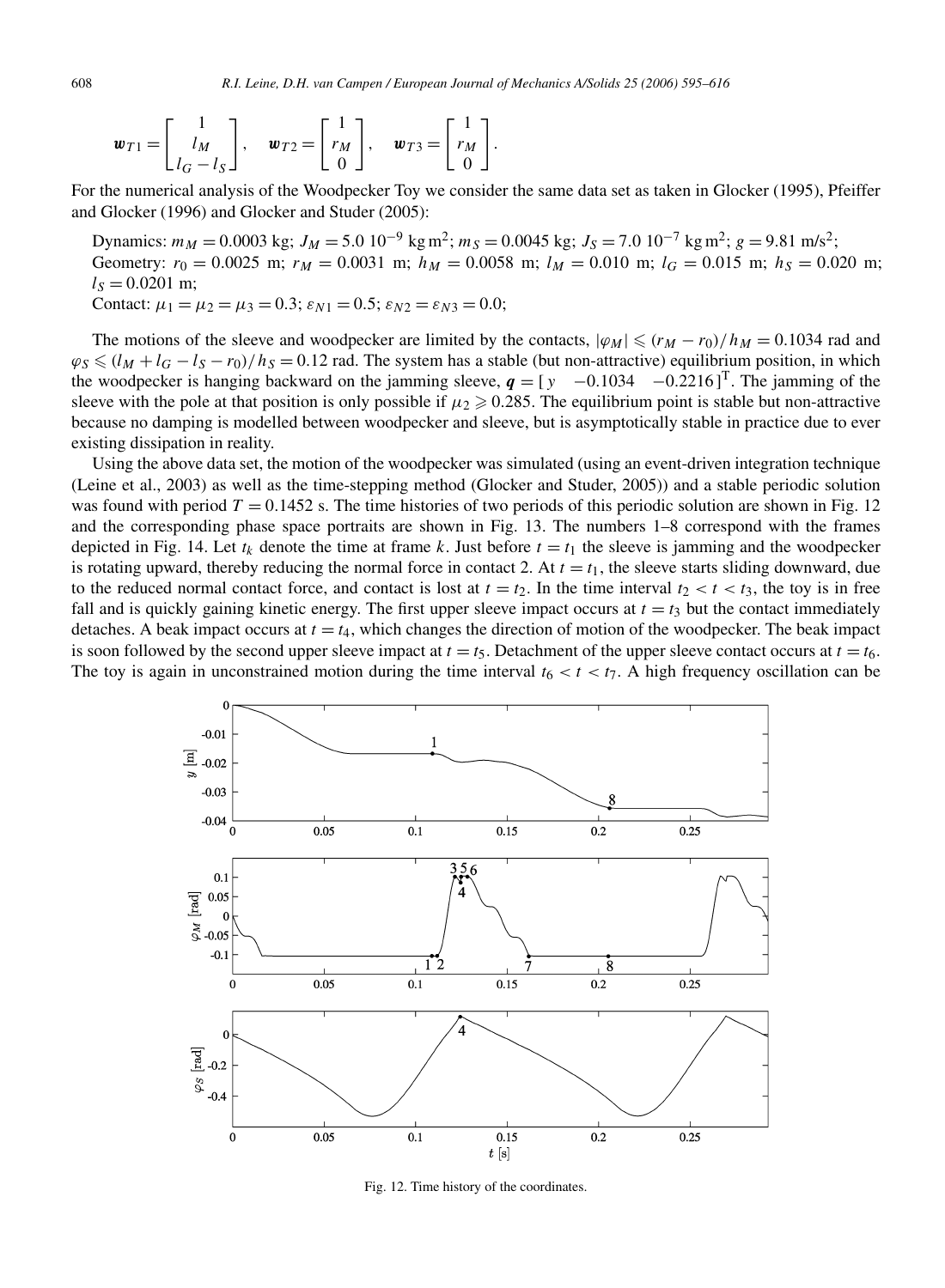$$\boldsymbol{w}_{T1} = \begin{bmatrix} 1 \\ l_M \\ l_G - l_S \end{bmatrix}, \quad \boldsymbol{w}_{T2} = \begin{bmatrix} 1 \\ r_M \\ 0 \end{bmatrix}, \quad \boldsymbol{w}_{T3} = \begin{bmatrix} 1 \\ r_M \\ 0 \end{bmatrix}.$$

For the numerical analysis of the Woodpecker Toy we consider the same data set as taken in Glocker (1995), Pfeiffer and Glocker (1996) and Glocker and Studer (2005):

Dynamics: $m_M = 0.0003$ kg; $J_M = 5.0\ 10^{-9}$ kg m$^2$; $m_S = 0.0045$ kg; $J_S = 7.0\ 10^{-7}$ kg m$^2$; $g = 9.81$ m/s$^2$;
Geometry: $r_0 = 0.0025$ m; $r_M = 0.0031$ m; $h_M = 0.0058$ m; $l_M = 0.010$ m; $l_G = 0.015$ m; $h_S = 0.020$ m; $l_S = 0.0201$ m;
Contact: $\mu_1 = \mu_2 = \mu_3 = 0.3$; $\varepsilon_{N1} = 0.5$; $\varepsilon_{N2} = \varepsilon_{N3} = 0.0$;

The motions of the sleeve and woodpecker are limited by the contacts, $|\varphi_M| \leqslant (r_M - r_0)/h_M = 0.1034$ rad and $\varphi_S \leqslant (l_M + l_G - l_S - r_0)/h_S = 0.12$ rad. The system has a stable (but non-attractive) equilibrium position, in which the woodpecker is hanging backward on the jamming sleeve, $\boldsymbol{q} = [\,y \quad -0.1034 \quad -0.2216\,]^{\mathrm{T}}$. The jamming of the sleeve with the pole at that position is only possible if $\mu_2 \geqslant 0.285$. The equilibrium point is stable but non-attractive because no damping is modelled between woodpecker and sleeve, but is asymptotically stable in practice due to ever existing dissipation in reality.

Using the above data set, the motion of the woodpecker was simulated (using an event-driven integration technique (Leine et al., 2003) as well as the time-stepping method (Glocker and Studer, 2005)) and a stable periodic solution was found with period $T = 0.1452$ s. The time histories of two periods of this periodic solution are shown in Fig. 12 and the corresponding phase space portraits are shown in Fig. 13. The numbers 1–8 correspond with the frames depicted in Fig. 14. Let $t_k$ denote the time at frame $k$. Just before $t = t_1$ the sleeve is jamming and the woodpecker is rotating upward, thereby reducing the normal force in contact 2. At $t = t_1$, the sleeve starts sliding downward, due to the reduced normal contact force, and contact is lost at $t = t_2$. In the time interval $t_2 < t < t_3$, the toy is in free fall and is quickly gaining kinetic energy. The first upper sleeve impact occurs at $t = t_3$ but the contact immediately detaches. A beak impact occurs at $t = t_4$, which changes the direction of motion of the woodpecker. The beak impact is soon followed by the second upper sleeve impact at $t = t_5$. Detachment of the upper sleeve contact occurs at $t = t_6$. The toy is again in unconstrained motion during the time interval $t_6 < t < t_7$. A high frequency oscillation can be

Fig. 12. Time history of the coordinates.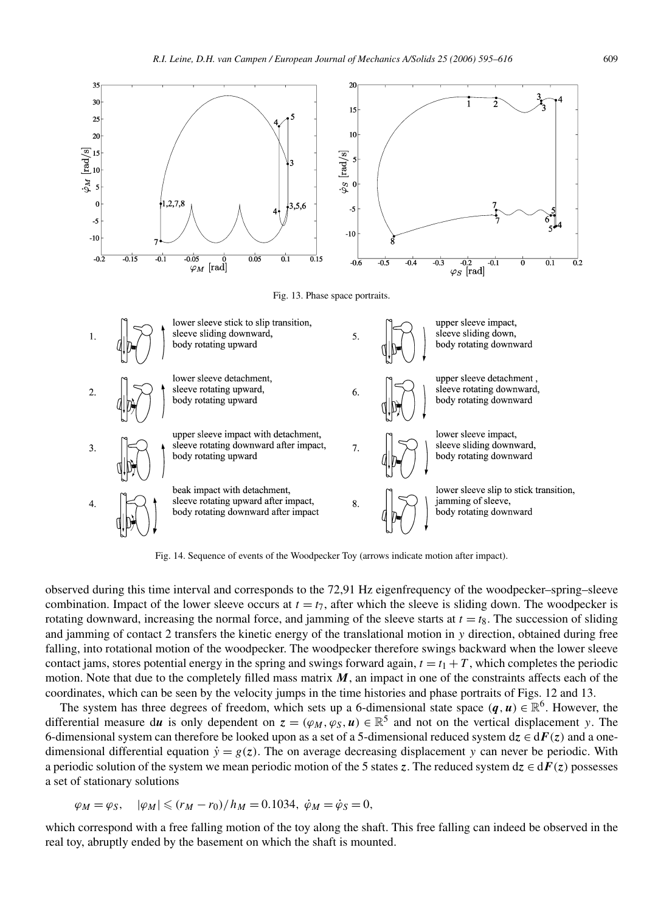Fig. 13. Phase space portraits.

Fig. 14. Sequence of events of the Woodpecker Toy (arrows indicate motion after impact).

observed during this time interval and corresponds to the 72,91 Hz eigenfrequency of the woodpecker–spring–sleeve combination. Impact of the lower sleeve occurs at $t = t_7$, after which the sleeve is sliding down. The woodpecker is rotating downward, increasing the normal force, and jamming of the sleeve starts at $t = t_8$. The succession of sliding and jamming of contact 2 transfers the kinetic energy of the translational motion in $y$ direction, obtained during free falling, into rotational motion of the woodpecker. The woodpecker therefore swings backward when the lower sleeve contact jams, stores potential energy in the spring and swings forward again, $t = t_1 + T$, which completes the periodic motion. Note that due to the completely filled mass matrix $\boldsymbol{M}$, an impact in one of the constraints affects each of the coordinates, which can be seen by the velocity jumps in the time histories and phase portraits of Figs. 12 and 13.

The system has three degrees of freedom, which sets up a 6-dimensional state space $(\boldsymbol{q}, \boldsymbol{u}) \in \mathbb{R}^6$. However, the differential measure $\mathrm{d}\boldsymbol{u}$ is only dependent on $\boldsymbol{z} = (\varphi_M, \varphi_S, \boldsymbol{u}) \in \mathbb{R}^5$ and not on the vertical displacement $y$. The 6-dimensional system can therefore be looked upon as a set of a 5-dimensional reduced system $\mathrm{d}\boldsymbol{z} \in \mathrm{d}\boldsymbol{F}(\boldsymbol{z})$ and a one-dimensional differential equation $\dot{y} = g(\boldsymbol{z})$. The on average decreasing displacement $y$ can never be periodic. With a periodic solution of the system we mean periodic motion of the 5 states $\boldsymbol{z}$. The reduced system $\mathrm{d}\boldsymbol{z} \in \mathrm{d}\boldsymbol{F}(\boldsymbol{z})$ possesses a set of stationary solutions

$$\varphi_M = \varphi_S, \quad |\varphi_M| \leqslant (r_M - r_0)/h_M = 0.1034, \ \dot{\varphi}_M = \dot{\varphi}_S = 0,$$

which correspond with a free falling motion of the toy along the shaft. This free falling can indeed be observed in the real toy, abruptly ended by the basement on which the shaft is mounted.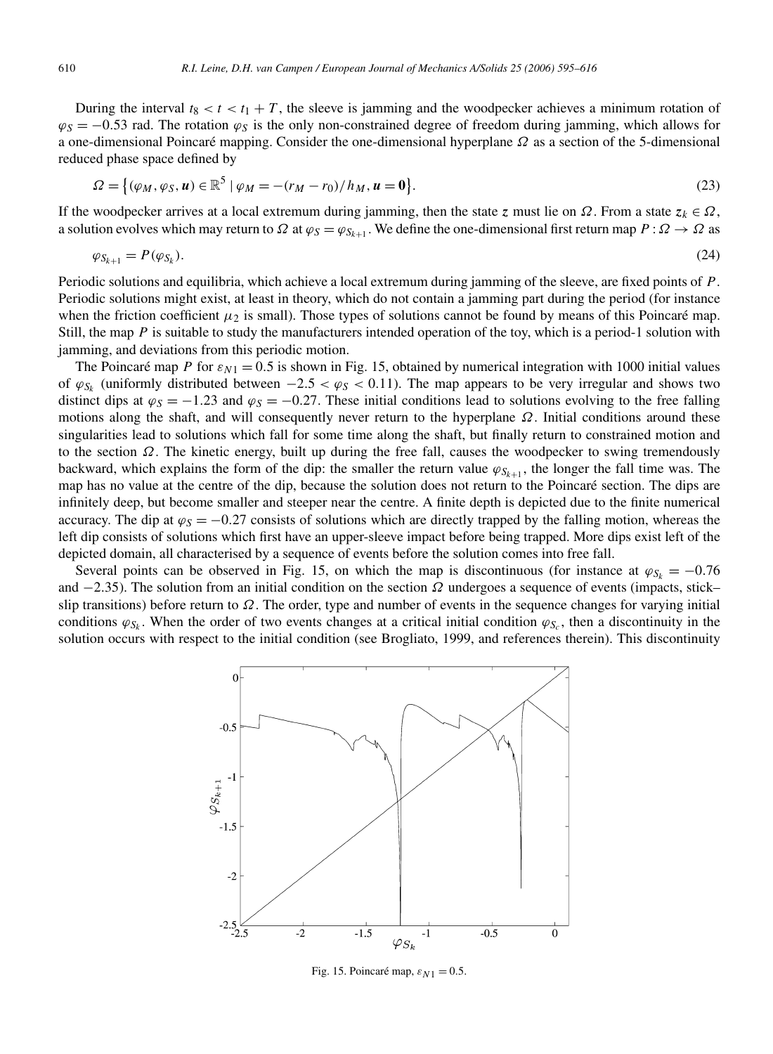During the interval $t_8 < t < t_1 + T$, the sleeve is jamming and the woodpecker achieves a minimum rotation of $\varphi_S = -0.53$ rad. The rotation $\varphi_S$ is the only non-constrained degree of freedom during jamming, which allows for a one-dimensional Poincaré mapping. Consider the one-dimensional hyperplane $\Omega$ as a section of the 5-dimensional reduced phase space defined by

$$\Omega = \{(\varphi_M, \varphi_S, \boldsymbol{u}) \in \mathbb{R}^5 \mid \varphi_M = -(r_M - r_0)/h_M, \boldsymbol{u} = \boldsymbol{0}\}. \tag{23}$$

If the woodpecker arrives at a local extremum during jamming, then the state $z$ must lie on $\Omega$. From a state $z_k \in \Omega$, a solution evolves which may return to $\Omega$ at $\varphi_S = \varphi_{S_{k+1}}$. We define the one-dimensional first return map $P : \Omega \to \Omega$ as

$$\varphi_{S_{k+1}} = P(\varphi_{S_k}). \tag{24}$$

Periodic solutions and equilibria, which achieve a local extremum during jamming of the sleeve, are fixed points of $P$. Periodic solutions might exist, at least in theory, which do not contain a jamming part during the period (for instance when the friction coefficient $\mu_2$ is small). Those types of solutions cannot be found by means of this Poincaré map. Still, the map $P$ is suitable to study the manufacturers intended operation of the toy, which is a period-1 solution with jamming, and deviations from this periodic motion.

The Poincaré map $P$ for $\varepsilon_{N1} = 0.5$ is shown in Fig. 15, obtained by numerical integration with 1000 initial values of $\varphi_{S_k}$ (uniformly distributed between $-2.5 < \varphi_S < 0.11$). The map appears to be very irregular and shows two distinct dips at $\varphi_S = -1.23$ and $\varphi_S = -0.27$. These initial conditions lead to solutions evolving to the free falling motions along the shaft, and will consequently never return to the hyperplane $\Omega$. Initial conditions around these singularities lead to solutions which fall for some time along the shaft, but finally return to constrained motion and to the section $\Omega$. The kinetic energy, built up during the free fall, causes the woodpecker to swing tremendously backward, which explains the form of the dip: the smaller the return value $\varphi_{S_{k+1}}$, the longer the fall time was. The map has no value at the centre of the dip, because the solution does not return to the Poincaré section. The dips are infinitely deep, but become smaller and steeper near the centre. A finite depth is depicted due to the finite numerical accuracy. The dip at $\varphi_S = -0.27$ consists of solutions which are directly trapped by the falling motion, whereas the left dip consists of solutions which first have an upper-sleeve impact before being trapped. More dips exist left of the depicted domain, all characterised by a sequence of events before the solution comes into free fall.

Several points can be observed in Fig. 15, on which the map is discontinuous (for instance at $\varphi_{S_k} = -0.76$ and $-2.35$). The solution from an initial condition on the section $\Omega$ undergoes a sequence of events (impacts, stick–slip transitions) before return to $\Omega$. The order, type and number of events in the sequence changes for varying initial conditions $\varphi_{S_k}$. When the order of two events changes at a critical initial condition $\varphi_{S_c}$, then a discontinuity in the solution occurs with respect to the initial condition (see Brogliato, 1999, and references therein). This discontinuity

Fig. 15. Poincaré map, $\varepsilon_{N1} = 0.5$.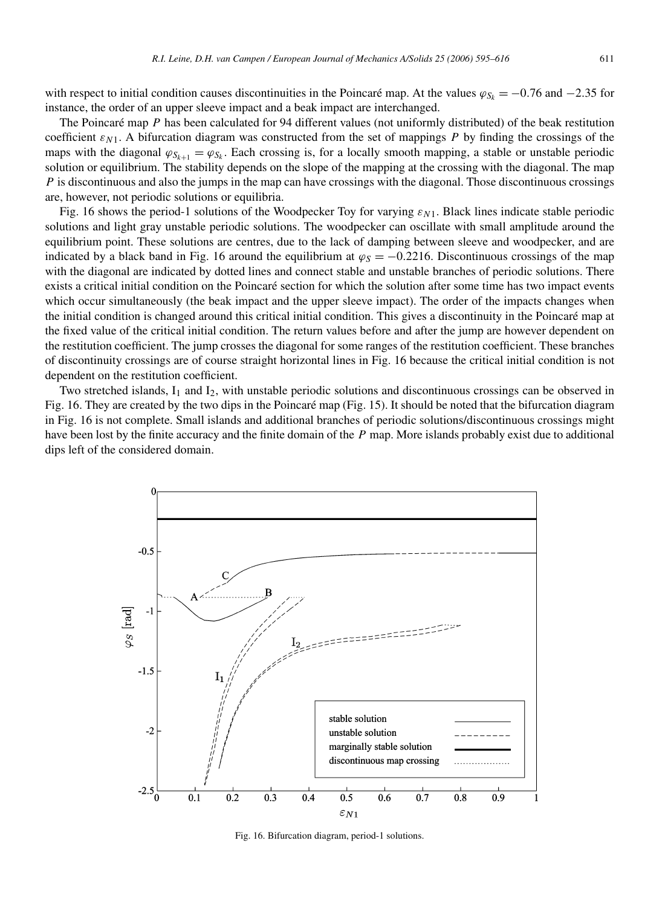with respect to initial condition causes discontinuities in the Poincaré map. At the values $\varphi_{S_k} = -0.76$ and $-2.35$ for instance, the order of an upper sleeve impact and a beak impact are interchanged.

The Poincaré map $P$ has been calculated for 94 different values (not uniformly distributed) of the beak restitution coefficient $\varepsilon_{N1}$. A bifurcation diagram was constructed from the set of mappings $P$ by finding the crossings of the maps with the diagonal $\varphi_{S_{k+1}} = \varphi_{S_k}$. Each crossing is, for a locally smooth mapping, a stable or unstable periodic solution or equilibrium. The stability depends on the slope of the mapping at the crossing with the diagonal. The map $P$ is discontinuous and also the jumps in the map can have crossings with the diagonal. Those discontinuous crossings are, however, not periodic solutions or equilibria.

Fig. 16 shows the period-1 solutions of the Woodpecker Toy for varying $\varepsilon_{N1}$. Black lines indicate stable periodic solutions and light gray unstable periodic solutions. The woodpecker can oscillate with small amplitude around the equilibrium point. These solutions are centres, due to the lack of damping between sleeve and woodpecker, and are indicated by a black band in Fig. 16 around the equilibrium at $\varphi_S = -0.2216$. Discontinuous crossings of the map with the diagonal are indicated by dotted lines and connect stable and unstable branches of periodic solutions. There exists a critical initial condition on the Poincaré section for which the solution after some time has two impact events which occur simultaneously (the beak impact and the upper sleeve impact). The order of the impacts changes when the initial condition is changed around this critical initial condition. This gives a discontinuity in the Poincaré map at the fixed value of the critical initial condition. The return values before and after the jump are however dependent on the restitution coefficient. The jump crosses the diagonal for some ranges of the restitution coefficient. These branches of discontinuity crossings are of course straight horizontal lines in Fig. 16 because the critical initial condition is not dependent on the restitution coefficient.

Two stretched islands, $I_1$ and $I_2$, with unstable periodic solutions and discontinuous crossings can be observed in Fig. 16. They are created by the two dips in the Poincaré map (Fig. 15). It should be noted that the bifurcation diagram in Fig. 16 is not complete. Small islands and additional branches of periodic solutions/discontinuous crossings might have been lost by the finite accuracy and the finite domain of the $P$ map. More islands probably exist due to additional dips left of the considered domain.

Fig. 16. Bifurcation diagram, period-1 solutions.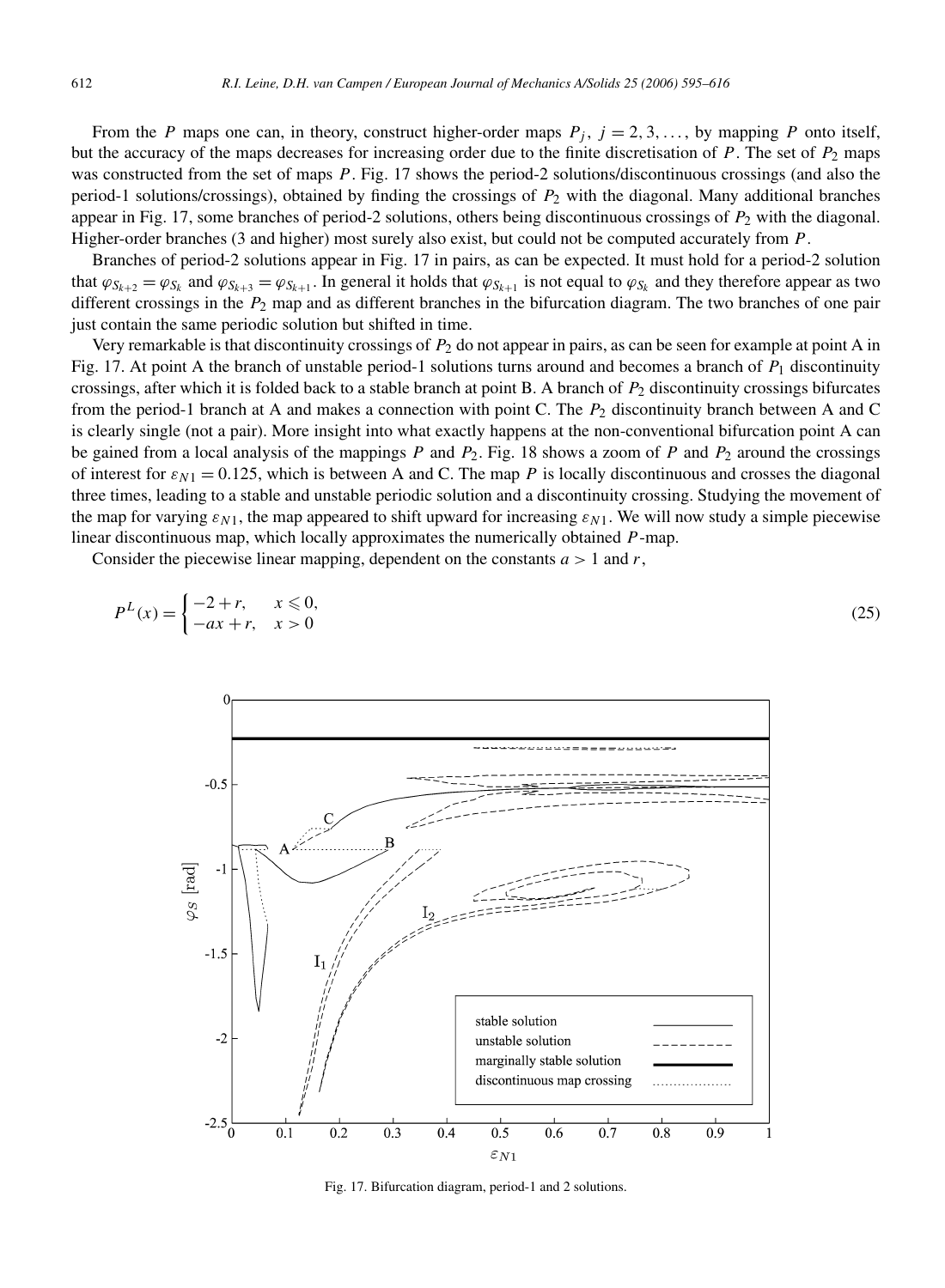From the $P$ maps one can, in theory, construct higher-order maps $P_j$, $j = 2, 3, \ldots$, by mapping $P$ onto itself, but the accuracy of the maps decreases for increasing order due to the finite discretisation of $P$. The set of $P_2$ maps was constructed from the set of maps $P$. Fig. 17 shows the period-2 solutions/discontinuous crossings (and also the period-1 solutions/crossings), obtained by finding the crossings of $P_2$ with the diagonal. Many additional branches appear in Fig. 17, some branches of period-2 solutions, others being discontinuous crossings of $P_2$ with the diagonal. Higher-order branches (3 and higher) most surely also exist, but could not be computed accurately from $P$.

Branches of period-2 solutions appear in Fig. 17 in pairs, as can be expected. It must hold for a period-2 solution that $\varphi_{S_{k+2}} = \varphi_{S_k}$ and $\varphi_{S_{k+3}} = \varphi_{S_{k+1}}$. In general it holds that $\varphi_{S_{k+1}}$ is not equal to $\varphi_{S_k}$ and they therefore appear as two different crossings in the $P_2$ map and as different branches in the bifurcation diagram. The two branches of one pair just contain the same periodic solution but shifted in time.

Very remarkable is that discontinuity crossings of $P_2$ do not appear in pairs, as can be seen for example at point A in Fig. 17. At point A the branch of unstable period-1 solutions turns around and becomes a branch of $P_1$ discontinuity crossings, after which it is folded back to a stable branch at point B. A branch of $P_2$ discontinuity crossings bifurcates from the period-1 branch at A and makes a connection with point C. The $P_2$ discontinuity branch between A and C is clearly single (not a pair). More insight into what exactly happens at the non-conventional bifurcation point A can be gained from a local analysis of the mappings $P$ and $P_2$. Fig. 18 shows a zoom of $P$ and $P_2$ around the crossings of interest for $\varepsilon_{N1} = 0.125$, which is between A and C. The map $P$ is locally discontinuous and crosses the diagonal three times, leading to a stable and unstable periodic solution and a discontinuity crossing. Studying the movement of the map for varying $\varepsilon_{N1}$, the map appeared to shift upward for increasing $\varepsilon_{N1}$. We will now study a simple piecewise linear discontinuous map, which locally approximates the numerically obtained $P$-map.

Consider the piecewise linear mapping, dependent on the constants $a > 1$ and $r$,

$$P^L(x) = \begin{cases} -2 + r, & x \leqslant 0, \\ -ax + r, & x > 0 \end{cases} \tag{25}$$

Fig. 17. Bifurcation diagram, period-1 and 2 solutions.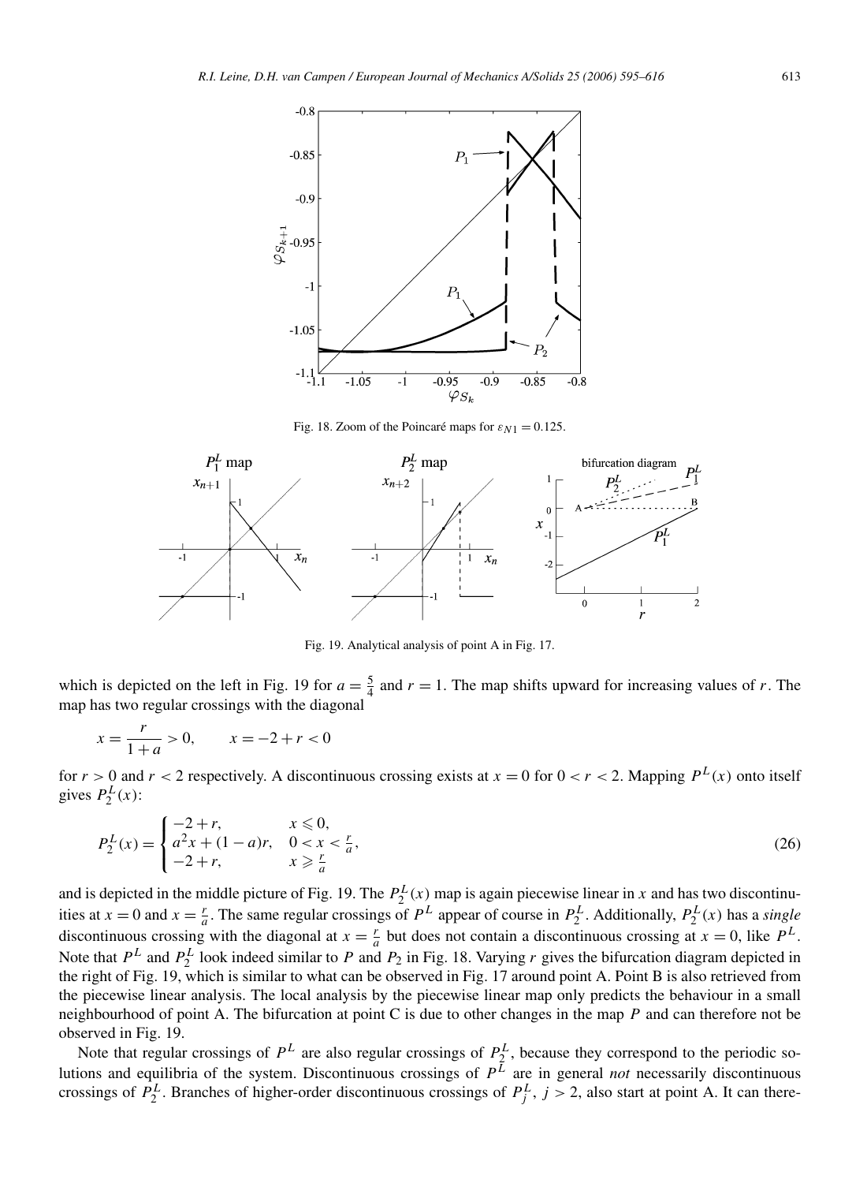Fig. 18. Zoom of the Poincaré maps for $\varepsilon_{N1} = 0.125$.

Fig. 19. Analytical analysis of point A in Fig. 17.

which is depicted on the left in Fig. 19 for $a = \frac{5}{4}$ and $r = 1$. The map shifts upward for increasing values of $r$. The map has two regular crossings with the diagonal

$$x = \frac{r}{1+a} > 0, \qquad x = -2 + r < 0$$

for $r > 0$ and $r < 2$ respectively. A discontinuous crossing exists at $x = 0$ for $0 < r < 2$. Mapping $P^L(x)$ onto itself gives $P_2^L(x)$:

$$P_2^L(x) = \begin{cases} -2 + r, & x \leqslant 0, \\ a^2 x + (1-a) r, & 0 < x < \frac{r}{a}, \\ -2 + r, & x \geqslant \frac{r}{a} \end{cases} \tag{26}$$

and is depicted in the middle picture of Fig. 19. The $P_2^L(x)$ map is again piecewise linear in $x$ and has two discontinuities at $x = 0$ and $x = \frac{r}{a}$. The same regular crossings of $P^L$ appear of course in $P_2^L$. Additionally, $P_2^L(x)$ has a *single* discontinuous crossing with the diagonal at $x = \frac{r}{a}$ but does not contain a discontinuous crossing at $x = 0$, like $P^L$. Note that $P^L$ and $P_2^L$ look indeed similar to $P$ and $P_2$ in Fig. 18. Varying $r$ gives the bifurcation diagram depicted in the right of Fig. 19, which is similar to what can be observed in Fig. 17 around point A. Point B is also retrieved from the piecewise linear analysis. The local analysis by the piecewise linear map only predicts the behaviour in a small neighbourhood of point A. The bifurcation at point C is due to other changes in the map $P$ and can therefore not be observed in Fig. 19.

Note that regular crossings of $P^L$ are also regular crossings of $P_2^L$, because they correspond to the periodic solutions and equilibria of the system. Discontinuous crossings of $P^L$ are in general *not* necessarily discontinuous crossings of $P_2^L$. Branches of higher-order discontinuous crossings of $P_j^L$, $j > 2$, also start at point A. It can there-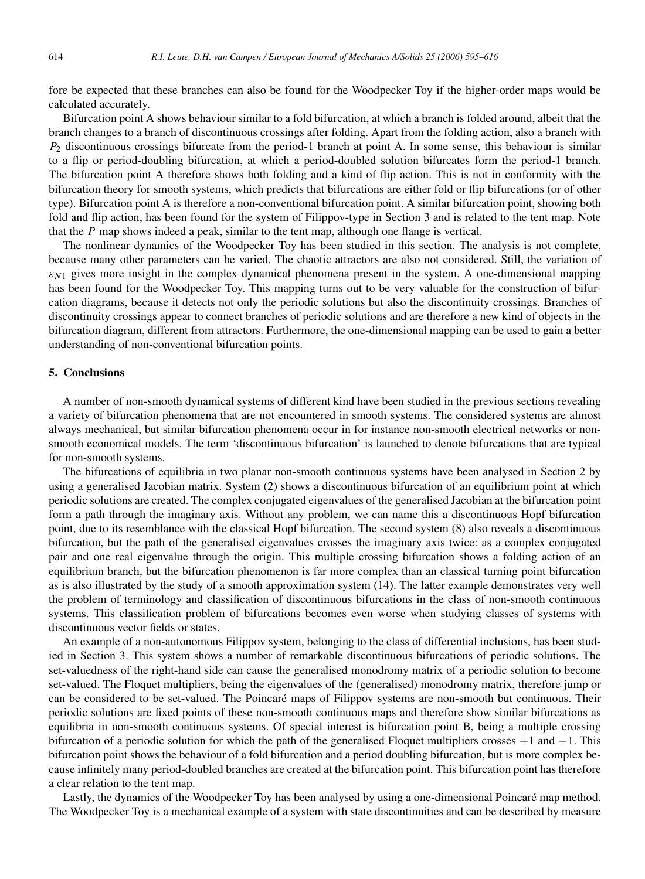fore be expected that these branches can also be found for the Woodpecker Toy if the higher-order maps would be calculated accurately.

Bifurcation point A shows behaviour similar to a fold bifurcation, at which a branch is folded around, albeit that the branch changes to a branch of discontinuous crossings after folding. Apart from the folding action, also a branch with $P_2$ discontinuous crossings bifurcate from the period-1 branch at point A. In some sense, this behaviour is similar to a flip or period-doubling bifurcation, at which a period-doubled solution bifurcates form the period-1 branch. The bifurcation point A therefore shows both folding and a kind of flip action. This is not in conformity with the bifurcation theory for smooth systems, which predicts that bifurcations are either fold or flip bifurcations (or of other type). Bifurcation point A is therefore a non-conventional bifurcation point. A similar bifurcation point, showing both fold and flip action, has been found for the system of Filippov-type in Section 3 and is related to the tent map. Note that the $P$ map shows indeed a peak, similar to the tent map, although one flange is vertical.

The nonlinear dynamics of the Woodpecker Toy has been studied in this section. The analysis is not complete, because many other parameters can be varied. The chaotic attractors are also not considered. Still, the variation of $\varepsilon_{N1}$ gives more insight in the complex dynamical phenomena present in the system. A one-dimensional mapping has been found for the Woodpecker Toy. This mapping turns out to be very valuable for the construction of bifurcation diagrams, because it detects not only the periodic solutions but also the discontinuity crossings. Branches of discontinuity crossings appear to connect branches of periodic solutions and are therefore a new kind of objects in the bifurcation diagram, different from attractors. Furthermore, the one-dimensional mapping can be used to gain a better understanding of non-conventional bifurcation points.

## 5. Conclusions

A number of non-smooth dynamical systems of different kind have been studied in the previous sections revealing a variety of bifurcation phenomena that are not encountered in smooth systems. The considered systems are almost always mechanical, but similar bifurcation phenomena occur in for instance non-smooth electrical networks or non-smooth economical models. The term 'discontinuous bifurcation' is launched to denote bifurcations that are typical for non-smooth systems.

The bifurcations of equilibria in two planar non-smooth continuous systems have been analysed in Section 2 by using a generalised Jacobian matrix. System (2) shows a discontinuous bifurcation of an equilibrium point at which periodic solutions are created. The complex conjugated eigenvalues of the generalised Jacobian at the bifurcation point form a path through the imaginary axis. Without any problem, we can name this a discontinuous Hopf bifurcation point, due to its resemblance with the classical Hopf bifurcation. The second system (8) also reveals a discontinuous bifurcation, but the path of the generalised eigenvalues crosses the imaginary axis twice: as a complex conjugated pair and one real eigenvalue through the origin. This multiple crossing bifurcation shows a folding action of an equilibrium branch, but the bifurcation phenomenon is far more complex than an classical turning point bifurcation as is also illustrated by the study of a smooth approximation system (14). The latter example demonstrates very well the problem of terminology and classification of discontinuous bifurcations in the class of non-smooth continuous systems. This classification problem of bifurcations becomes even worse when studying classes of systems with discontinuous vector fields or states.

An example of a non-autonomous Filippov system, belonging to the class of differential inclusions, has been studied in Section 3. This system shows a number of remarkable discontinuous bifurcations of periodic solutions. The set-valuedness of the right-hand side can cause the generalised monodromy matrix of a periodic solution to become set-valued. The Floquet multipliers, being the eigenvalues of the (generalised) monodromy matrix, therefore jump or can be considered to be set-valued. The Poincaré maps of Filippov systems are non-smooth but continuous. Their periodic solutions are fixed points of these non-smooth continuous maps and therefore show similar bifurcations as equilibria in non-smooth continuous systems. Of special interest is bifurcation point B, being a multiple crossing bifurcation of a periodic solution for which the path of the generalised Floquet multipliers crosses $+1$ and $-1$. This bifurcation point shows the behaviour of a fold bifurcation and a period doubling bifurcation, but is more complex because infinitely many period-doubled branches are created at the bifurcation point. This bifurcation point has therefore a clear relation to the tent map.

Lastly, the dynamics of the Woodpecker Toy has been analysed by using a one-dimensional Poincaré map method. The Woodpecker Toy is a mechanical example of a system with state discontinuities and can be described by measure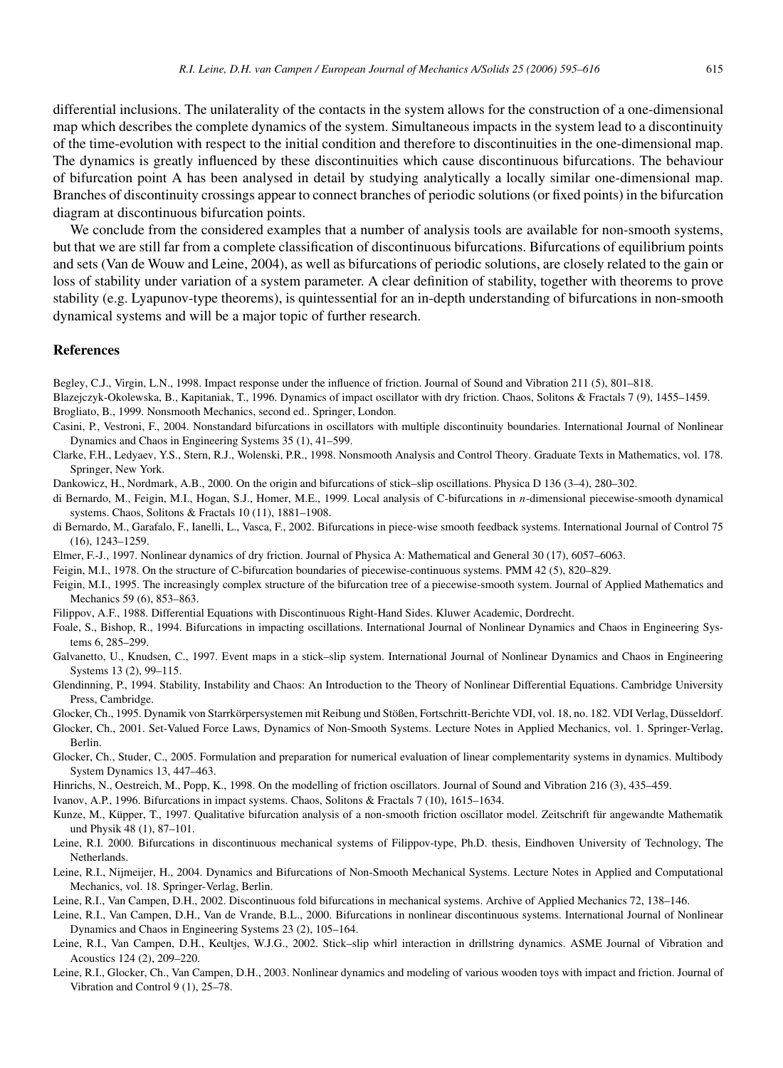differential inclusions. The unilaterality of the contacts in the system allows for the construction of a one-dimensional map which describes the complete dynamics of the system. Simultaneous impacts in the system lead to a discontinuity of the time-evolution with respect to the initial condition and therefore to discontinuities in the one-dimensional map. The dynamics is greatly influenced by these discontinuities which cause discontinuous bifurcations. The behaviour of bifurcation point A has been analysed in detail by studying analytically a locally similar one-dimensional map. Branches of discontinuity crossings appear to connect branches of periodic solutions (or fixed points) in the bifurcation diagram at discontinuous bifurcation points.

We conclude from the considered examples that a number of analysis tools are available for non-smooth systems, but that we are still far from a complete classification of discontinuous bifurcations. Bifurcations of equilibrium points and sets (Van de Wouw and Leine, 2004), as well as bifurcations of periodic solutions, are closely related to the gain or loss of stability under variation of a system parameter. A clear definition of stability, together with theorems to prove stability (e.g. Lyapunov-type theorems), is quintessential for an in-depth understanding of bifurcations in non-smooth dynamical systems and will be a major topic of further research.

## References

Begley, C.J., Virgin, L.N., 1998. Impact response under the influence of friction. Journal of Sound and Vibration 211 (5), 801–818.

Blazejczyk-Okolewska, B., Kapitaniak, T., 1996. Dynamics of impact oscillator with dry friction. Chaos, Solitons & Fractals 7 (9), 1455–1459.

Brogliato, B., 1999. Nonsmooth Mechanics, second ed.. Springer, London.

Casini, P., Vestroni, F., 2004. Nonstandard bifurcations in oscillators with multiple discontinuity boundaries. International Journal of Nonlinear Dynamics and Chaos in Engineering Systems 35 (1), 41–599.

Clarke, F.H., Ledyaev, Y.S., Stern, R.J., Wolenski, P.R., 1998. Nonsmooth Analysis and Control Theory. Graduate Texts in Mathematics, vol. 178. Springer, New York.

Dankowicz, H., Nordmark, A.B., 2000. On the origin and bifurcations of stick–slip oscillations. Physica D 136 (3–4), 280–302.

di Bernardo, M., Feigin, M.I., Hogan, S.J., Homer, M.E., 1999. Local analysis of C-bifurcations in $n$-dimensional piecewise-smooth dynamical systems. Chaos, Solitons & Fractals 10 (11), 1881–1908.

di Bernardo, M., Garafalo, F., Ianelli, L., Vasca, F., 2002. Bifurcations in piece-wise smooth feedback systems. International Journal of Control 75 (16), 1243–1259.

Elmer, F.-J., 1997. Nonlinear dynamics of dry friction. Journal of Physica A: Mathematical and General 30 (17), 6057–6063.

Feigin, M.I., 1978. On the structure of C-bifurcation boundaries of piecewise-continuous systems. PMM 42 (5), 820–829.

Feigin, M.I., 1995. The increasingly complex structure of the bifurcation tree of a piecewise-smooth system. Journal of Applied Mathematics and Mechanics 59 (6), 853–863.

Filippov, A.F., 1988. Differential Equations with Discontinuous Right-Hand Sides. Kluwer Academic, Dordrecht.

Foale, S., Bishop, R., 1994. Bifurcations in impacting oscillations. International Journal of Nonlinear Dynamics and Chaos in Engineering Systems 6, 285–299.

Galvanetto, U., Knudsen, C., 1997. Event maps in a stick–slip system. International Journal of Nonlinear Dynamics and Chaos in Engineering Systems 13 (2), 99–115.

Glendinning, P., 1994. Stability, Instability and Chaos: An Introduction to the Theory of Nonlinear Differential Equations. Cambridge University Press, Cambridge.

Glocker, Ch., 1995. Dynamik von Starrkörpersystemen mit Reibung und Stößen, Fortschritt-Berichte VDI, vol. 18, no. 182. VDI Verlag, Düsseldorf.

Glocker, Ch., 2001. Set-Valued Force Laws, Dynamics of Non-Smooth Systems. Lecture Notes in Applied Mechanics, vol. 1. Springer-Verlag, Berlin.

Glocker, Ch., Studer, C., 2005. Formulation and preparation for numerical evaluation of linear complementarity systems in dynamics. Multibody System Dynamics 13, 447–463.

Hinrichs, N., Oestreich, M., Popp, K., 1998. On the modelling of friction oscillators. Journal of Sound and Vibration 216 (3), 435–459.

Ivanov, A.P., 1996. Bifurcations in impact systems. Chaos, Solitons & Fractals 7 (10), 1615–1634.

Kunze, M., Küpper, T., 1997. Qualitative bifurcation analysis of a non-smooth friction oscillator model. Zeitschrift für angewandte Mathematik und Physik 48 (1), 87–101.

Leine, R.I. 2000. Bifurcations in discontinuous mechanical systems of Filippov-type, Ph.D. thesis, Eindhoven University of Technology, The Netherlands.

Leine, R.I., Nijmeijer, H., 2004. Dynamics and Bifurcations of Non-Smooth Mechanical Systems. Lecture Notes in Applied and Computational Mechanics, vol. 18. Springer-Verlag, Berlin.

Leine, R.I., Van Campen, D.H., 2002. Discontinuous fold bifurcations in mechanical systems. Archive of Applied Mechanics 72, 138–146.

Leine, R.I., Van Campen, D.H., Van de Vrande, B.L., 2000. Bifurcations in nonlinear discontinuous systems. International Journal of Nonlinear Dynamics and Chaos in Engineering Systems 23 (2), 105–164.

Leine, R.I., Van Campen, D.H., Keultjes, W.J.G., 2002. Stick–slip whirl interaction in drillstring dynamics. ASME Journal of Vibration and Acoustics 124 (2), 209–220.

Leine, R.I., Glocker, Ch., Van Campen, D.H., 2003. Nonlinear dynamics and modeling of various wooden toys with impact and friction. Journal of Vibration and Control 9 (1), 25–78.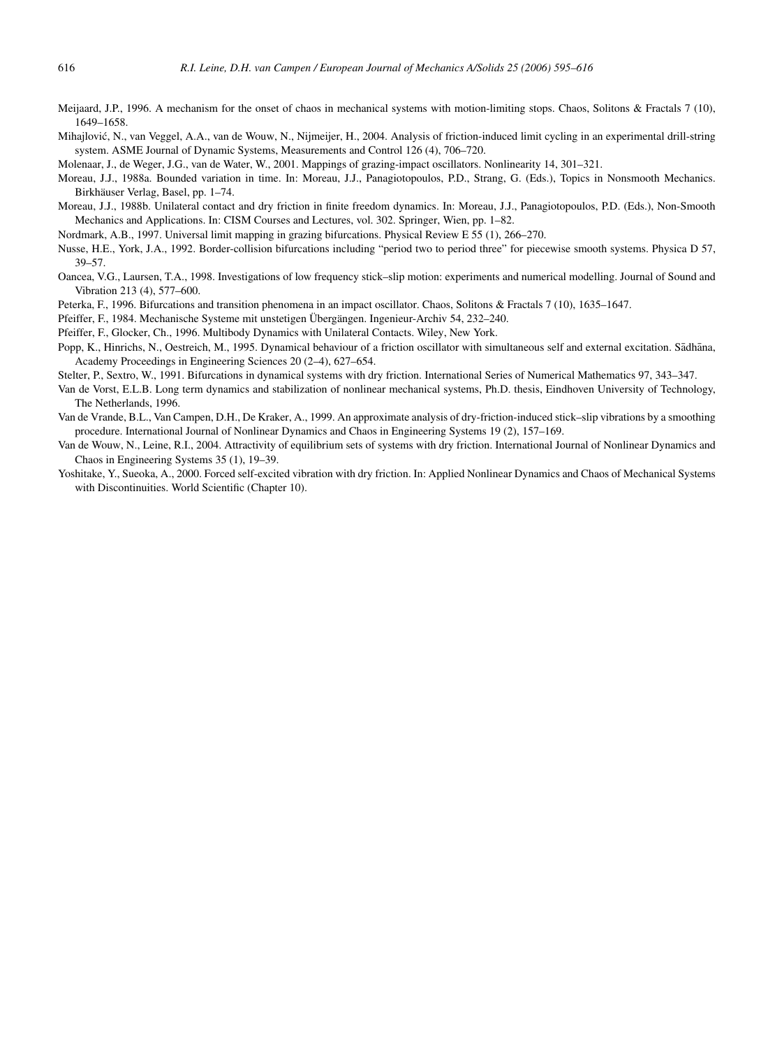Meijaard, J.P., 1996. A mechanism for the onset of chaos in mechanical systems with motion-limiting stops. Chaos, Solitons & Fractals 7 (10), 1649–1658.

Mihajlović, N., van Veggel, A.A., van de Wouw, N., Nijmeijer, H., 2004. Analysis of friction-induced limit cycling in an experimental drill-string system. ASME Journal of Dynamic Systems, Measurements and Control 126 (4), 706–720.

Molenaar, J., de Weger, J.G., van de Water, W., 2001. Mappings of grazing-impact oscillators. Nonlinearity 14, 301–321.

Moreau, J.J., 1988a. Bounded variation in time. In: Moreau, J.J., Panagiotopoulos, P.D., Strang, G. (Eds.), Topics in Nonsmooth Mechanics. Birkhäuser Verlag, Basel, pp. 1–74.

Moreau, J.J., 1988b. Unilateral contact and dry friction in finite freedom dynamics. In: Moreau, J.J., Panagiotopoulos, P.D. (Eds.), Non-Smooth Mechanics and Applications. In: CISM Courses and Lectures, vol. 302. Springer, Wien, pp. 1–82.

Nordmark, A.B., 1997. Universal limit mapping in grazing bifurcations. Physical Review E 55 (1), 266–270.

Nusse, H.E., York, J.A., 1992. Border-collision bifurcations including "period two to period three" for piecewise smooth systems. Physica D 57, 39–57.

Oancea, V.G., Laursen, T.A., 1998. Investigations of low frequency stick–slip motion: experiments and numerical modelling. Journal of Sound and Vibration 213 (4), 577–600.

Peterka, F., 1996. Bifurcations and transition phenomena in an impact oscillator. Chaos, Solitons & Fractals 7 (10), 1635–1647.

Pfeiffer, F., 1984. Mechanische Systeme mit unstetigen Übergängen. Ingenieur-Archiv 54, 232–240.

Pfeiffer, F., Glocker, Ch., 1996. Multibody Dynamics with Unilateral Contacts. Wiley, New York.

Popp, K., Hinrichs, N., Oestreich, M., 1995. Dynamical behaviour of a friction oscillator with simultaneous self and external excitation. Sādhāna, Academy Proceedings in Engineering Sciences 20 (2–4), 627–654.

Stelter, P., Sextro, W., 1991. Bifurcations in dynamical systems with dry friction. International Series of Numerical Mathematics 97, 343–347.

Van de Vorst, E.L.B. Long term dynamics and stabilization of nonlinear mechanical systems, Ph.D. thesis, Eindhoven University of Technology, The Netherlands, 1996.

Van de Vrande, B.L., Van Campen, D.H., De Kraker, A., 1999. An approximate analysis of dry-friction-induced stick–slip vibrations by a smoothing procedure. International Journal of Nonlinear Dynamics and Chaos in Engineering Systems 19 (2), 157–169.

Van de Wouw, N., Leine, R.I., 2004. Attractivity of equilibrium sets of systems with dry friction. International Journal of Nonlinear Dynamics and Chaos in Engineering Systems 35 (1), 19–39.

Yoshitake, Y., Sueoka, A., 2000. Forced self-excited vibration with dry friction. In: Applied Nonlinear Dynamics and Chaos of Mechanical Systems with Discontinuities. World Scientific (Chapter 10).